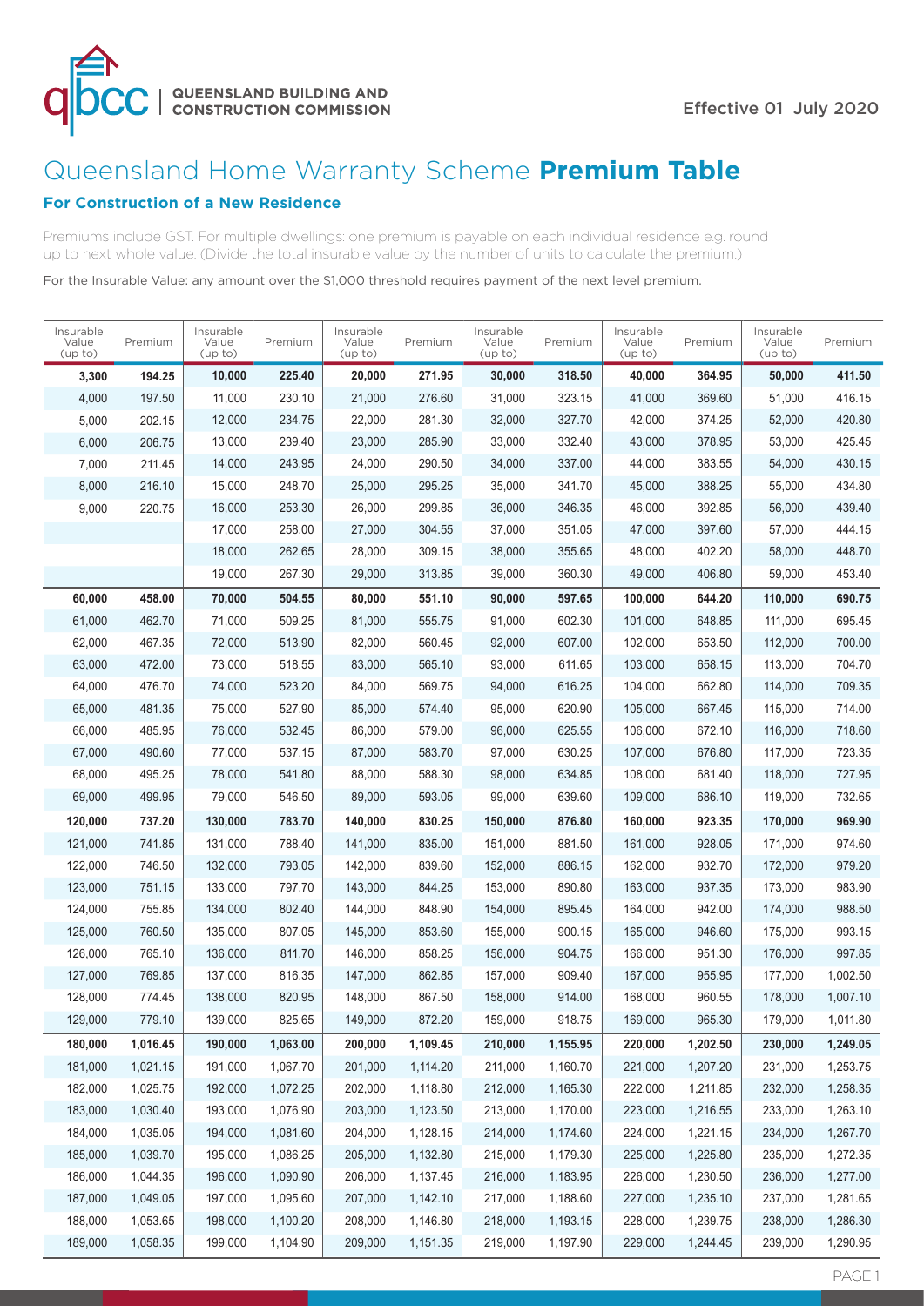QUEENSLAND BUILDING AND CONSTRUCTION COMMISSION

Effective 01 July 2020

# Queensland Home Warranty Scheme **Premium Table**

### For Construction of a New Residence

Premiums include GST. For multiple dwellings: one premium is payable on each individual residence e.g. round up to next whole value. (Divide the total insurable value by the number of units to calculate the premium.)

For the Insurable Value: any amount over the $1,000 threshold requires payment of the next level premium.

| Insurable Value (up to) | Premium | Insurable Value (up to) | Premium | Insurable Value (up to) | Premium | Insurable Value (up to) | Premium | Insurable Value (up to) | Premium | Insurable Value (up to) | Premium |
|---|---|---|---|---|---|---|---|---|---|---|---|
| **3,300** | **194.25** | **10,000** | **225.40** | **20,000** | **271.95** | **30,000** | **318.50** | **40,000** | **364.95** | **50,000** | **411.50** |
| 4,000 | 197.50 | 11,000 | 230.10 | 21,000 | 276.60 | 31,000 | 323.15 | 41,000 | 369.60 | 51,000 | 416.15 |
| 5,000 | 202.15 | 12,000 | 234.75 | 22,000 | 281.30 | 32,000 | 327.70 | 42,000 | 374.25 | 52,000 | 420.80 |
| 6,000 | 206.75 | 13,000 | 239.40 | 23,000 | 285.90 | 33,000 | 332.40 | 43,000 | 378.95 | 53,000 | 425.45 |
| 7,000 | 211.45 | 14,000 | 243.95 | 24,000 | 290.50 | 34,000 | 337.00 | 44,000 | 383.55 | 54,000 | 430.15 |
| 8,000 | 216.10 | 15,000 | 248.70 | 25,000 | 295.25 | 35,000 | 341.70 | 45,000 | 388.25 | 55,000 | 434.80 |
| 9,000 | 220.75 | 16,000 | 253.30 | 26,000 | 299.85 | 36,000 | 346.35 | 46,000 | 392.85 | 56,000 | 439.40 |
| | | 17,000 | 258.00 | 27,000 | 304.55 | 37,000 | 351.05 | 47,000 | 397.60 | 57,000 | 444.15 |
| | | 18,000 | 262.65 | 28,000 | 309.15 | 38,000 | 355.65 | 48,000 | 402.20 | 58,000 | 448.70 |
| | | 19,000 | 267.30 | 29,000 | 313.85 | 39,000 | 360.30 | 49,000 | 406.80 | 59,000 | 453.40 |
| **60,000** | **458.00** | **70,000** | **504.55** | **80,000** | **551.10** | **90,000** | **597.65** | **100,000** | **644.20** | **110,000** | **690.75** |
| 61,000 | 462.70 | 71,000 | 509.25 | 81,000 | 555.75 | 91,000 | 602.30 | 101,000 | 648.85 | 111,000 | 695.45 |
| 62,000 | 467.35 | 72,000 | 513.90 | 82,000 | 560.45 | 92,000 | 607.00 | 102,000 | 653.50 | 112,000 | 700.00 |
| 63,000 | 472.00 | 73,000 | 518.55 | 83,000 | 565.10 | 93,000 | 611.65 | 103,000 | 658.15 | 113,000 | 704.70 |
| 64,000 | 476.70 | 74,000 | 523.20 | 84,000 | 569.75 | 94,000 | 616.25 | 104,000 | 662.80 | 114,000 | 709.35 |
| 65,000 | 481.35 | 75,000 | 527.90 | 85,000 | 574.40 | 95,000 | 620.90 | 105,000 | 667.45 | 115,000 | 714.00 |
| 66,000 | 485.95 | 76,000 | 532.45 | 86,000 | 579.00 | 96,000 | 625.55 | 106,000 | 672.10 | 116,000 | 718.60 |
| 67,000 | 490.60 | 77,000 | 537.15 | 87,000 | 583.70 | 97,000 | 630.25 | 107,000 | 676.80 | 117,000 | 723.35 |
| 68,000 | 495.25 | 78,000 | 541.80 | 88,000 | 588.30 | 98,000 | 634.85 | 108,000 | 681.40 | 118,000 | 727.95 |
| 69,000 | 499.95 | 79,000 | 546.50 | 89,000 | 593.05 | 99,000 | 639.60 | 109,000 | 686.10 | 119,000 | 732.65 |
| **120,000** | **737.20** | **130,000** | **783.70** | **140,000** | **830.25** | **150,000** | **876.80** | **160,000** | **923.35** | **170,000** | **969.90** |
| 121,000 | 741.85 | 131,000 | 788.40 | 141,000 | 835.00 | 151,000 | 881.50 | 161,000 | 928.05 | 171,000 | 974.60 |
| 122,000 | 746.50 | 132,000 | 793.05 | 142,000 | 839.60 | 152,000 | 886.15 | 162,000 | 932.70 | 172,000 | 979.20 |
| 123,000 | 751.15 | 133,000 | 797.70 | 143,000 | 844.25 | 153,000 | 890.80 | 163,000 | 937.35 | 173,000 | 983.90 |
| 124,000 | 755.85 | 134,000 | 802.40 | 144,000 | 848.90 | 154,000 | 895.45 | 164,000 | 942.00 | 174,000 | 988.50 |
| 125,000 | 760.50 | 135,000 | 807.05 | 145,000 | 853.60 | 155,000 | 900.15 | 165,000 | 946.60 | 175,000 | 993.15 |
| 126,000 | 765.10 | 136,000 | 811.70 | 146,000 | 858.25 | 156,000 | 904.75 | 166,000 | 951.30 | 176,000 | 997.85 |
| 127,000 | 769.85 | 137,000 | 816.35 | 147,000 | 862.85 | 157,000 | 909.40 | 167,000 | 955.95 | 177,000 | 1,002.50 |
| 128,000 | 774.45 | 138,000 | 820.95 | 148,000 | 867.50 | 158,000 | 914.00 | 168,000 | 960.55 | 178,000 | 1,007.10 |
| 129,000 | 779.10 | 139,000 | 825.65 | 149,000 | 872.20 | 159,000 | 918.75 | 169,000 | 965.30 | 179,000 | 1,011.80 |
| **180,000** | **1,016.45** | **190,000** | **1,063.00** | **200,000** | **1,109.45** | **210,000** | **1,155.95** | **220,000** | **1,202.50** | **230,000** | **1,249.05** |
| 181,000 | 1,021.15 | 191,000 | 1,067.70 | 201,000 | 1,114.20 | 211,000 | 1,160.70 | 221,000 | 1,207.20 | 231,000 | 1,253.75 |
| 182,000 | 1,025.75 | 192,000 | 1,072.25 | 202,000 | 1,118.80 | 212,000 | 1,165.30 | 222,000 | 1,211.85 | 232,000 | 1,258.35 |
| 183,000 | 1,030.40 | 193,000 | 1,076.90 | 203,000 | 1,123.50 | 213,000 | 1,170.00 | 223,000 | 1,216.55 | 233,000 | 1,263.10 |
| 184,000 | 1,035.05 | 194,000 | 1,081.60 | 204,000 | 1,128.15 | 214,000 | 1,174.60 | 224,000 | 1,221.15 | 234,000 | 1,267.70 |
| 185,000 | 1,039.70 | 195,000 | 1,086.25 | 205,000 | 1,132.80 | 215,000 | 1,179.30 | 225,000 | 1,225.80 | 235,000 | 1,272.35 |
| 186,000 | 1,044.35 | 196,000 | 1,090.90 | 206,000 | 1,137.45 | 216,000 | 1,183.95 | 226,000 | 1,230.50 | 236,000 | 1,277.00 |
| 187,000 | 1,049.05 | 197,000 | 1,095.60 | 207,000 | 1,142.10 | 217,000 | 1,188.60 | 227,000 | 1,235.10 | 237,000 | 1,281.65 |
| 188,000 | 1,053.65 | 198,000 | 1,100.20 | 208,000 | 1,146.80 | 218,000 | 1,193.15 | 228,000 | 1,239.75 | 238,000 | 1,286.30 |
| 189,000 | 1,058.35 | 199,000 | 1,104.90 | 209,000 | 1,151.35 | 219,000 | 1,197.90 | 229,000 | 1,244.45 | 239,000 | 1,290.95 |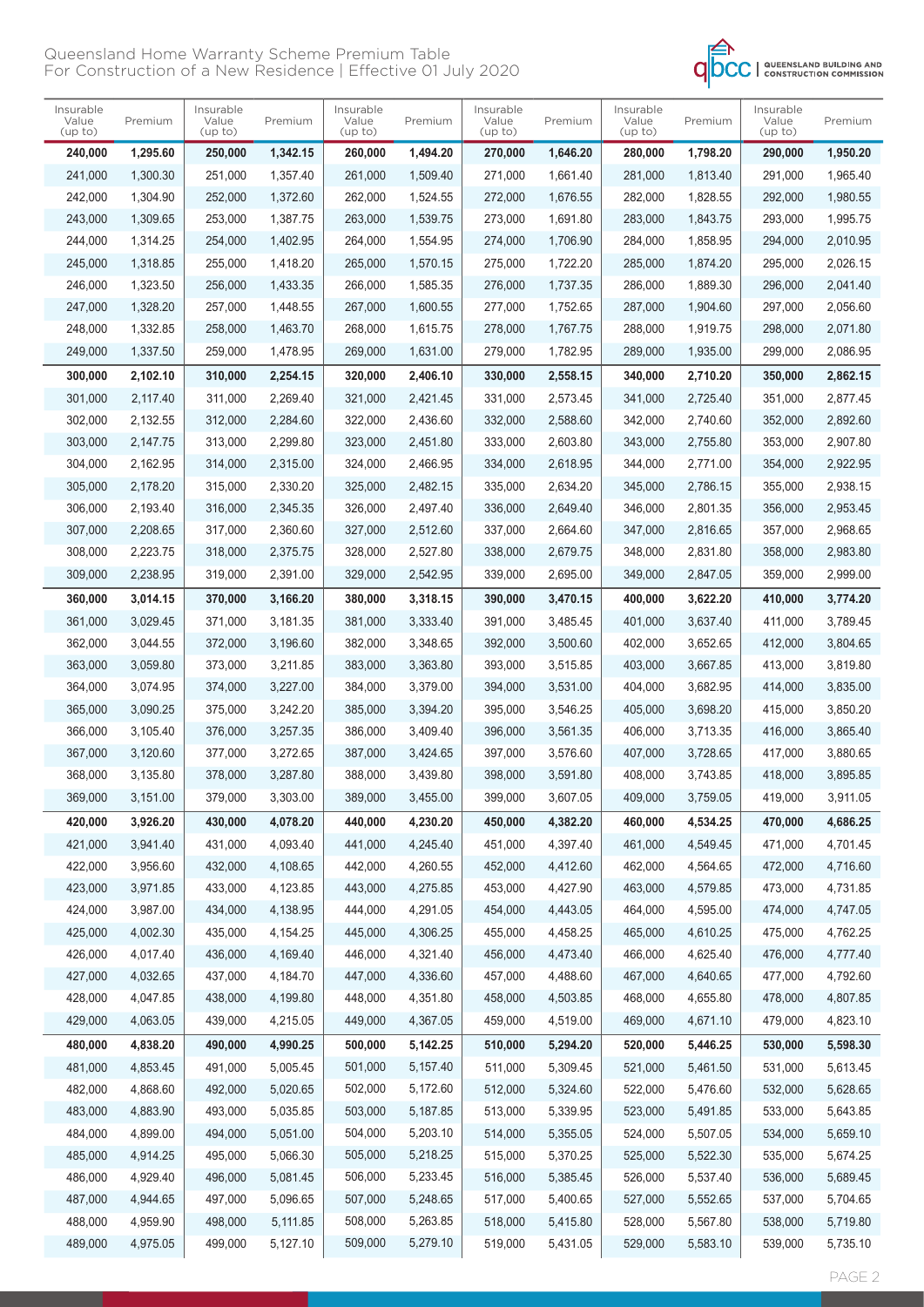Queensland Home Warranty Scheme Premium Table
For Construction of a New Residence | Effective 01 July 2020

| Insurable Value (up to) | Premium | Insurable Value (up to) | Premium | Insurable Value (up to) | Premium | Insurable Value (up to) | Premium | Insurable Value (up to) | Premium | Insurable Value (up to) | Premium |
|---|---|---|---|---|---|---|---|---|---|---|---|
| **240,000** | **1,295.60** | **250,000** | **1,342.15** | **260,000** | **1,494.20** | **270,000** | **1,646.20** | **280,000** | **1,798.20** | **290,000** | **1,950.20** |
| 241,000 | 1,300.30 | 251,000 | 1,357.40 | 261,000 | 1,509.40 | 271,000 | 1,661.40 | 281,000 | 1,813.40 | 291,000 | 1,965.40 |
| 242,000 | 1,304.90 | 252,000 | 1,372.60 | 262,000 | 1,524.55 | 272,000 | 1,676.55 | 282,000 | 1,828.55 | 292,000 | 1,980.55 |
| 243,000 | 1,309.65 | 253,000 | 1,387.75 | 263,000 | 1,539.75 | 273,000 | 1,691.80 | 283,000 | 1,843.75 | 293,000 | 1,995.75 |
| 244,000 | 1,314.25 | 254,000 | 1,402.95 | 264,000 | 1,554.95 | 274,000 | 1,706.90 | 284,000 | 1,858.95 | 294,000 | 2,010.95 |
| 245,000 | 1,318.85 | 255,000 | 1,418.20 | 265,000 | 1,570.15 | 275,000 | 1,722.20 | 285,000 | 1,874.20 | 295,000 | 2,026.15 |
| 246,000 | 1,323.50 | 256,000 | 1,433.35 | 266,000 | 1,585.35 | 276,000 | 1,737.35 | 286,000 | 1,889.30 | 296,000 | 2,041.40 |
| 247,000 | 1,328.20 | 257,000 | 1,448.55 | 267,000 | 1,600.55 | 277,000 | 1,752.65 | 287,000 | 1,904.60 | 297,000 | 2,056.60 |
| 248,000 | 1,332.85 | 258,000 | 1,463.70 | 268,000 | 1,615.75 | 278,000 | 1,767.75 | 288,000 | 1,919.75 | 298,000 | 2,071.80 |
| 249,000 | 1,337.50 | 259,000 | 1,478.95 | 269,000 | 1,631.00 | 279,000 | 1,782.95 | 289,000 | 1,935.00 | 299,000 | 2,086.95 |
| **300,000** | **2,102.10** | **310,000** | **2,254.15** | **320,000** | **2,406.10** | **330,000** | **2,558.15** | **340,000** | **2,710.20** | **350,000** | **2,862.15** |
| 301,000 | 2,117.40 | 311,000 | 2,269.40 | 321,000 | 2,421.45 | 331,000 | 2,573.45 | 341,000 | 2,725.40 | 351,000 | 2,877.45 |
| 302,000 | 2,132.55 | 312,000 | 2,284.60 | 322,000 | 2,436.60 | 332,000 | 2,588.60 | 342,000 | 2,740.60 | 352,000 | 2,892.60 |
| 303,000 | 2,147.75 | 313,000 | 2,299.80 | 323,000 | 2,451.80 | 333,000 | 2,603.80 | 343,000 | 2,755.80 | 353,000 | 2,907.80 |
| 304,000 | 2,162.95 | 314,000 | 2,315.00 | 324,000 | 2,466.95 | 334,000 | 2,618.95 | 344,000 | 2,771.00 | 354,000 | 2,922.95 |
| 305,000 | 2,178.20 | 315,000 | 2,330.20 | 325,000 | 2,482.15 | 335,000 | 2,634.20 | 345,000 | 2,786.15 | 355,000 | 2,938.15 |
| 306,000 | 2,193.40 | 316,000 | 2,345.35 | 326,000 | 2,497.40 | 336,000 | 2,649.40 | 346,000 | 2,801.35 | 356,000 | 2,953.45 |
| 307,000 | 2,208.65 | 317,000 | 2,360.60 | 327,000 | 2,512.60 | 337,000 | 2,664.60 | 347,000 | 2,816.65 | 357,000 | 2,968.65 |
| 308,000 | 2,223.75 | 318,000 | 2,375.75 | 328,000 | 2,527.80 | 338,000 | 2,679.75 | 348,000 | 2,831.80 | 358,000 | 2,983.80 |
| 309,000 | 2,238.95 | 319,000 | 2,391.00 | 329,000 | 2,542.95 | 339,000 | 2,695.00 | 349,000 | 2,847.05 | 359,000 | 2,999.00 |
| **360,000** | **3,014.15** | **370,000** | **3,166.20** | **380,000** | **3,318.15** | **390,000** | **3,470.15** | **400,000** | **3,622.20** | **410,000** | **3,774.20** |
| 361,000 | 3,029.45 | 371,000 | 3,181.35 | 381,000 | 3,333.40 | 391,000 | 3,485.45 | 401,000 | 3,637.40 | 411,000 | 3,789.45 |
| 362,000 | 3,044.55 | 372,000 | 3,196.60 | 382,000 | 3,348.65 | 392,000 | 3,500.60 | 402,000 | 3,652.65 | 412,000 | 3,804.65 |
| 363,000 | 3,059.80 | 373,000 | 3,211.85 | 383,000 | 3,363.80 | 393,000 | 3,515.85 | 403,000 | 3,667.85 | 413,000 | 3,819.80 |
| 364,000 | 3,074.95 | 374,000 | 3,227.00 | 384,000 | 3,379.00 | 394,000 | 3,531.00 | 404,000 | 3,682.95 | 414,000 | 3,835.00 |
| 365,000 | 3,090.25 | 375,000 | 3,242.20 | 385,000 | 3,394.20 | 395,000 | 3,546.25 | 405,000 | 3,698.20 | 415,000 | 3,850.20 |
| 366,000 | 3,105.40 | 376,000 | 3,257.35 | 386,000 | 3,409.40 | 396,000 | 3,561.35 | 406,000 | 3,713.35 | 416,000 | 3,865.40 |
| 367,000 | 3,120.60 | 377,000 | 3,272.65 | 387,000 | 3,424.65 | 397,000 | 3,576.60 | 407,000 | 3,728.65 | 417,000 | 3,880.65 |
| 368,000 | 3,135.80 | 378,000 | 3,287.80 | 388,000 | 3,439.80 | 398,000 | 3,591.80 | 408,000 | 3,743.85 | 418,000 | 3,895.85 |
| 369,000 | 3,151.00 | 379,000 | 3,303.00 | 389,000 | 3,455.00 | 399,000 | 3,607.05 | 409,000 | 3,759.05 | 419,000 | 3,911.05 |
| **420,000** | **3,926.20** | **430,000** | **4,078.20** | **440,000** | **4,230.20** | **450,000** | **4,382.20** | **460,000** | **4,534.25** | **470,000** | **4,686.25** |
| 421,000 | 3,941.40 | 431,000 | 4,093.40 | 441,000 | 4,245.40 | 451,000 | 4,397.40 | 461,000 | 4,549.45 | 471,000 | 4,701.45 |
| 422,000 | 3,956.60 | 432,000 | 4,108.65 | 442,000 | 4,260.55 | 452,000 | 4,412.60 | 462,000 | 4,564.65 | 472,000 | 4,716.60 |
| 423,000 | 3,971.85 | 433,000 | 4,123.85 | 443,000 | 4,275.85 | 453,000 | 4,427.90 | 463,000 | 4,579.85 | 473,000 | 4,731.85 |
| 424,000 | 3,987.00 | 434,000 | 4,138.95 | 444,000 | 4,291.05 | 454,000 | 4,443.05 | 464,000 | 4,595.00 | 474,000 | 4,747.05 |
| 425,000 | 4,002.30 | 435,000 | 4,154.25 | 445,000 | 4,306.25 | 455,000 | 4,458.25 | 465,000 | 4,610.25 | 475,000 | 4,762.25 |
| 426,000 | 4,017.40 | 436,000 | 4,169.40 | 446,000 | 4,321.40 | 456,000 | 4,473.40 | 466,000 | 4,625.40 | 476,000 | 4,777.40 |
| 427,000 | 4,032.65 | 437,000 | 4,184.70 | 447,000 | 4,336.60 | 457,000 | 4,488.60 | 467,000 | 4,640.65 | 477,000 | 4,792.60 |
| 428,000 | 4,047.85 | 438,000 | 4,199.80 | 448,000 | 4,351.80 | 458,000 | 4,503.85 | 468,000 | 4,655.80 | 478,000 | 4,807.85 |
| 429,000 | 4,063.05 | 439,000 | 4,215.05 | 449,000 | 4,367.05 | 459,000 | 4,519.00 | 469,000 | 4,671.10 | 479,000 | 4,823.10 |
| **480,000** | **4,838.20** | **490,000** | **4,990.25** | **500,000** | **5,142.25** | **510,000** | **5,294.20** | **520,000** | **5,446.25** | **530,000** | **5,598.30** |
| 481,000 | 4,853.45 | 491,000 | 5,005.45 | 501,000 | 5,157.40 | 511,000 | 5,309.45 | 521,000 | 5,461.50 | 531,000 | 5,613.45 |
| 482,000 | 4,868.60 | 492,000 | 5,020.65 | 502,000 | 5,172.60 | 512,000 | 5,324.60 | 522,000 | 5,476.60 | 532,000 | 5,628.65 |
| 483,000 | 4,883.90 | 493,000 | 5,035.85 | 503,000 | 5,187.85 | 513,000 | 5,339.95 | 523,000 | 5,491.85 | 533,000 | 5,643.85 |
| 484,000 | 4,899.00 | 494,000 | 5,051.00 | 504,000 | 5,203.10 | 514,000 | 5,355.05 | 524,000 | 5,507.05 | 534,000 | 5,659.10 |
| 485,000 | 4,914.25 | 495,000 | 5,066.30 | 505,000 | 5,218.25 | 515,000 | 5,370.25 | 525,000 | 5,522.30 | 535,000 | 5,674.25 |
| 486,000 | 4,929.40 | 496,000 | 5,081.45 | 506,000 | 5,233.45 | 516,000 | 5,385.45 | 526,000 | 5,537.40 | 536,000 | 5,689.45 |
| 487,000 | 4,944.65 | 497,000 | 5,096.65 | 507,000 | 5,248.65 | 517,000 | 5,400.65 | 527,000 | 5,552.65 | 537,000 | 5,704.65 |
| 488,000 | 4,959.90 | 498,000 | 5,111.85 | 508,000 | 5,263.85 | 518,000 | 5,415.80 | 528,000 | 5,567.80 | 538,000 | 5,719.80 |
| 489,000 | 4,975.05 | 499,000 | 5,127.10 | 509,000 | 5,279.10 | 519,000 | 5,431.05 | 529,000 | 5,583.10 | 539,000 | 5,735.10 |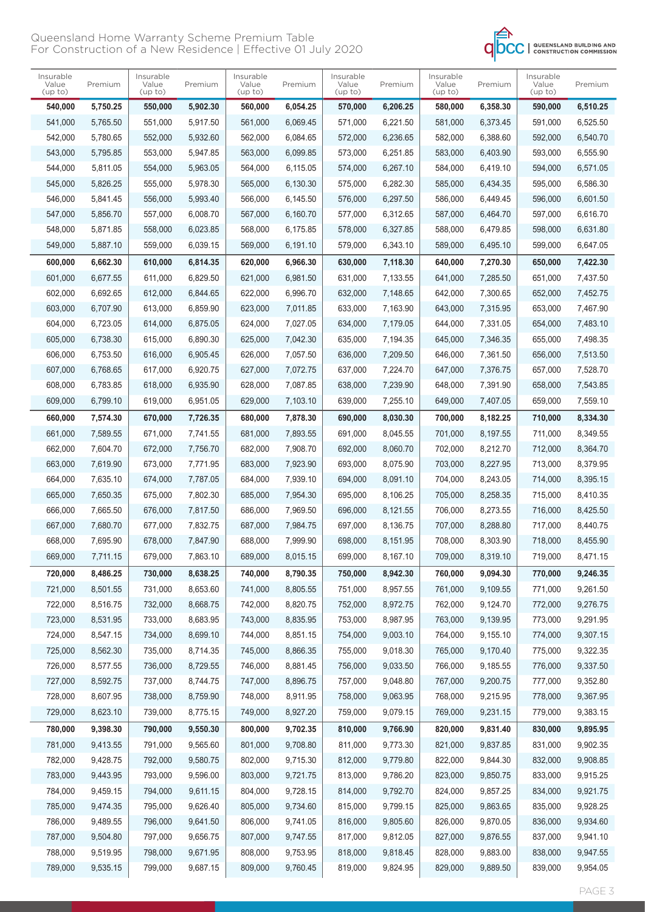# Queensland Home Warranty Scheme Premium Table
For Construction of a New Residence | Effective 01 July 2020

| Insurable Value (up to) | Premium | Insurable Value (up to) | Premium | Insurable Value (up to) | Premium | Insurable Value (up to) | Premium | Insurable Value (up to) | Premium | Insurable Value (up to) | Premium |
|---|---|---|---|---|---|---|---|---|---|---|---|
| **540,000** | **5,750.25** | **550,000** | **5,902.30** | **560,000** | **6,054.25** | **570,000** | **6,206.25** | **580,000** | **6,358.30** | **590,000** | **6,510.25** |
| 541,000 | 5,765.50 | 551,000 | 5,917.50 | 561,000 | 6,069.45 | 571,000 | 6,221.50 | 581,000 | 6,373.45 | 591,000 | 6,525.50 |
| 542,000 | 5,780.65 | 552,000 | 5,932.60 | 562,000 | 6,084.65 | 572,000 | 6,236.65 | 582,000 | 6,388.60 | 592,000 | 6,540.70 |
| 543,000 | 5,795.85 | 553,000 | 5,947.85 | 563,000 | 6,099.85 | 573,000 | 6,251.85 | 583,000 | 6,403.90 | 593,000 | 6,555.90 |
| 544,000 | 5,811.05 | 554,000 | 5,963.05 | 564,000 | 6,115.05 | 574,000 | 6,267.10 | 584,000 | 6,419.10 | 594,000 | 6,571.05 |
| 545,000 | 5,826.25 | 555,000 | 5,978.30 | 565,000 | 6,130.30 | 575,000 | 6,282.30 | 585,000 | 6,434.35 | 595,000 | 6,586.30 |
| 546,000 | 5,841.45 | 556,000 | 5,993.40 | 566,000 | 6,145.50 | 576,000 | 6,297.50 | 586,000 | 6,449.45 | 596,000 | 6,601.50 |
| 547,000 | 5,856.70 | 557,000 | 6,008.70 | 567,000 | 6,160.70 | 577,000 | 6,312.65 | 587,000 | 6,464.70 | 597,000 | 6,616.70 |
| 548,000 | 5,871.85 | 558,000 | 6,023.85 | 568,000 | 6,175.85 | 578,000 | 6,327.85 | 588,000 | 6,479.85 | 598,000 | 6,631.80 |
| 549,000 | 5,887.10 | 559,000 | 6,039.15 | 569,000 | 6,191.10 | 579,000 | 6,343.10 | 589,000 | 6,495.10 | 599,000 | 6,647.05 |
| **600,000** | **6,662.30** | **610,000** | **6,814.35** | **620,000** | **6,966.30** | **630,000** | **7,118.30** | **640,000** | **7,270.30** | **650,000** | **7,422.30** |
| 601,000 | 6,677.55 | 611,000 | 6,829.50 | 621,000 | 6,981.50 | 631,000 | 7,133.55 | 641,000 | 7,285.50 | 651,000 | 7,437.50 |
| 602,000 | 6,692.65 | 612,000 | 6,844.65 | 622,000 | 6,996.70 | 632,000 | 7,148.65 | 642,000 | 7,300.65 | 652,000 | 7,452.75 |
| 603,000 | 6,707.90 | 613,000 | 6,859.90 | 623,000 | 7,011.85 | 633,000 | 7,163.90 | 643,000 | 7,315.95 | 653,000 | 7,467.90 |
| 604,000 | 6,723.05 | 614,000 | 6,875.05 | 624,000 | 7,027.05 | 634,000 | 7,179.05 | 644,000 | 7,331.05 | 654,000 | 7,483.10 |
| 605,000 | 6,738.30 | 615,000 | 6,890.30 | 625,000 | 7,042.30 | 635,000 | 7,194.35 | 645,000 | 7,346.35 | 655,000 | 7,498.35 |
| 606,000 | 6,753.50 | 616,000 | 6,905.45 | 626,000 | 7,057.50 | 636,000 | 7,209.50 | 646,000 | 7,361.50 | 656,000 | 7,513.50 |
| 607,000 | 6,768.65 | 617,000 | 6,920.75 | 627,000 | 7,072.75 | 637,000 | 7,224.70 | 647,000 | 7,376.75 | 657,000 | 7,528.70 |
| 608,000 | 6,783.85 | 618,000 | 6,935.90 | 628,000 | 7,087.85 | 638,000 | 7,239.90 | 648,000 | 7,391.90 | 658,000 | 7,543.85 |
| 609,000 | 6,799.10 | 619,000 | 6,951.05 | 629,000 | 7,103.10 | 639,000 | 7,255.10 | 649,000 | 7,407.05 | 659,000 | 7,559.10 |
| **660,000** | **7,574.30** | **670,000** | **7,726.35** | **680,000** | **7,878.30** | **690,000** | **8,030.30** | **700,000** | **8,182.25** | **710,000** | **8,334.30** |
| 661,000 | 7,589.55 | 671,000 | 7,741.55 | 681,000 | 7,893.55 | 691,000 | 8,045.55 | 701,000 | 8,197.55 | 711,000 | 8,349.55 |
| 662,000 | 7,604.70 | 672,000 | 7,756.70 | 682,000 | 7,908.70 | 692,000 | 8,060.70 | 702,000 | 8,212.70 | 712,000 | 8,364.70 |
| 663,000 | 7,619.90 | 673,000 | 7,771.95 | 683,000 | 7,923.90 | 693,000 | 8,075.90 | 703,000 | 8,227.95 | 713,000 | 8,379.95 |
| 664,000 | 7,635.10 | 674,000 | 7,787.05 | 684,000 | 7,939.10 | 694,000 | 8,091.10 | 704,000 | 8,243.05 | 714,000 | 8,395.15 |
| 665,000 | 7,650.35 | 675,000 | 7,802.30 | 685,000 | 7,954.30 | 695,000 | 8,106.25 | 705,000 | 8,258.35 | 715,000 | 8,410.35 |
| 666,000 | 7,665.50 | 676,000 | 7,817.50 | 686,000 | 7,969.50 | 696,000 | 8,121.55 | 706,000 | 8,273.55 | 716,000 | 8,425.50 |
| 667,000 | 7,680.70 | 677,000 | 7,832.75 | 687,000 | 7,984.75 | 697,000 | 8,136.75 | 707,000 | 8,288.80 | 717,000 | 8,440.75 |
| 668,000 | 7,695.90 | 678,000 | 7,847.90 | 688,000 | 7,999.90 | 698,000 | 8,151.95 | 708,000 | 8,303.90 | 718,000 | 8,455.90 |
| 669,000 | 7,711.15 | 679,000 | 7,863.10 | 689,000 | 8,015.15 | 699,000 | 8,167.10 | 709,000 | 8,319.10 | 719,000 | 8,471.15 |
| **720,000** | **8,486.25** | **730,000** | **8,638.25** | **740,000** | **8,790.35** | **750,000** | **8,942.30** | **760,000** | **9,094.30** | **770,000** | **9,246.35** |
| 721,000 | 8,501.55 | 731,000 | 8,653.60 | 741,000 | 8,805.55 | 751,000 | 8,957.55 | 761,000 | 9,109.55 | 771,000 | 9,261.50 |
| 722,000 | 8,516.75 | 732,000 | 8,668.75 | 742,000 | 8,820.75 | 752,000 | 8,972.75 | 762,000 | 9,124.70 | 772,000 | 9,276.75 |
| 723,000 | 8,531.95 | 733,000 | 8,683.95 | 743,000 | 8,835.95 | 753,000 | 8,987.95 | 763,000 | 9,139.95 | 773,000 | 9,291.95 |
| 724,000 | 8,547.15 | 734,000 | 8,699.10 | 744,000 | 8,851.15 | 754,000 | 9,003.10 | 764,000 | 9,155.10 | 774,000 | 9,307.15 |
| 725,000 | 8,562.30 | 735,000 | 8,714.35 | 745,000 | 8,866.35 | 755,000 | 9,018.30 | 765,000 | 9,170.40 | 775,000 | 9,322.35 |
| 726,000 | 8,577.55 | 736,000 | 8,729.55 | 746,000 | 8,881.45 | 756,000 | 9,033.50 | 766,000 | 9,185.55 | 776,000 | 9,337.50 |
| 727,000 | 8,592.75 | 737,000 | 8,744.75 | 747,000 | 8,896.75 | 757,000 | 9,048.80 | 767,000 | 9,200.75 | 777,000 | 9,352.80 |
| 728,000 | 8,607.95 | 738,000 | 8,759.90 | 748,000 | 8,911.95 | 758,000 | 9,063.95 | 768,000 | 9,215.95 | 778,000 | 9,367.95 |
| 729,000 | 8,623.10 | 739,000 | 8,775.15 | 749,000 | 8,927.20 | 759,000 | 9,079.15 | 769,000 | 9,231.15 | 779,000 | 9,383.15 |
| **780,000** | **9,398.30** | **790,000** | **9,550.30** | **800,000** | **9,702.35** | **810,000** | **9,766.90** | **820,000** | **9,831.40** | **830,000** | **9,895.95** |
| 781,000 | 9,413.55 | 791,000 | 9,565.60 | 801,000 | 9,708.80 | 811,000 | 9,773.30 | 821,000 | 9,837.85 | 831,000 | 9,902.35 |
| 782,000 | 9,428.75 | 792,000 | 9,580.75 | 802,000 | 9,715.30 | 812,000 | 9,779.80 | 822,000 | 9,844.30 | 832,000 | 9,908.85 |
| 783,000 | 9,443.95 | 793,000 | 9,596.00 | 803,000 | 9,721.75 | 813,000 | 9,786.20 | 823,000 | 9,850.75 | 833,000 | 9,915.25 |
| 784,000 | 9,459.15 | 794,000 | 9,611.15 | 804,000 | 9,728.15 | 814,000 | 9,792.70 | 824,000 | 9,857.25 | 834,000 | 9,921.75 |
| 785,000 | 9,474.35 | 795,000 | 9,626.40 | 805,000 | 9,734.60 | 815,000 | 9,799.15 | 825,000 | 9,863.65 | 835,000 | 9,928.25 |
| 786,000 | 9,489.55 | 796,000 | 9,641.50 | 806,000 | 9,741.05 | 816,000 | 9,805.60 | 826,000 | 9,870.05 | 836,000 | 9,934.60 |
| 787,000 | 9,504.80 | 797,000 | 9,656.75 | 807,000 | 9,747.55 | 817,000 | 9,812.05 | 827,000 | 9,876.55 | 837,000 | 9,941.10 |
| 788,000 | 9,519.95 | 798,000 | 9,671.95 | 808,000 | 9,753.95 | 818,000 | 9,818.45 | 828,000 | 9,883.00 | 838,000 | 9,947.55 |
| 789,000 | 9,535.15 | 799,000 | 9,687.15 | 809,000 | 9,760.45 | 819,000 | 9,824.95 | 829,000 | 9,889.50 | 839,000 | 9,954.05 |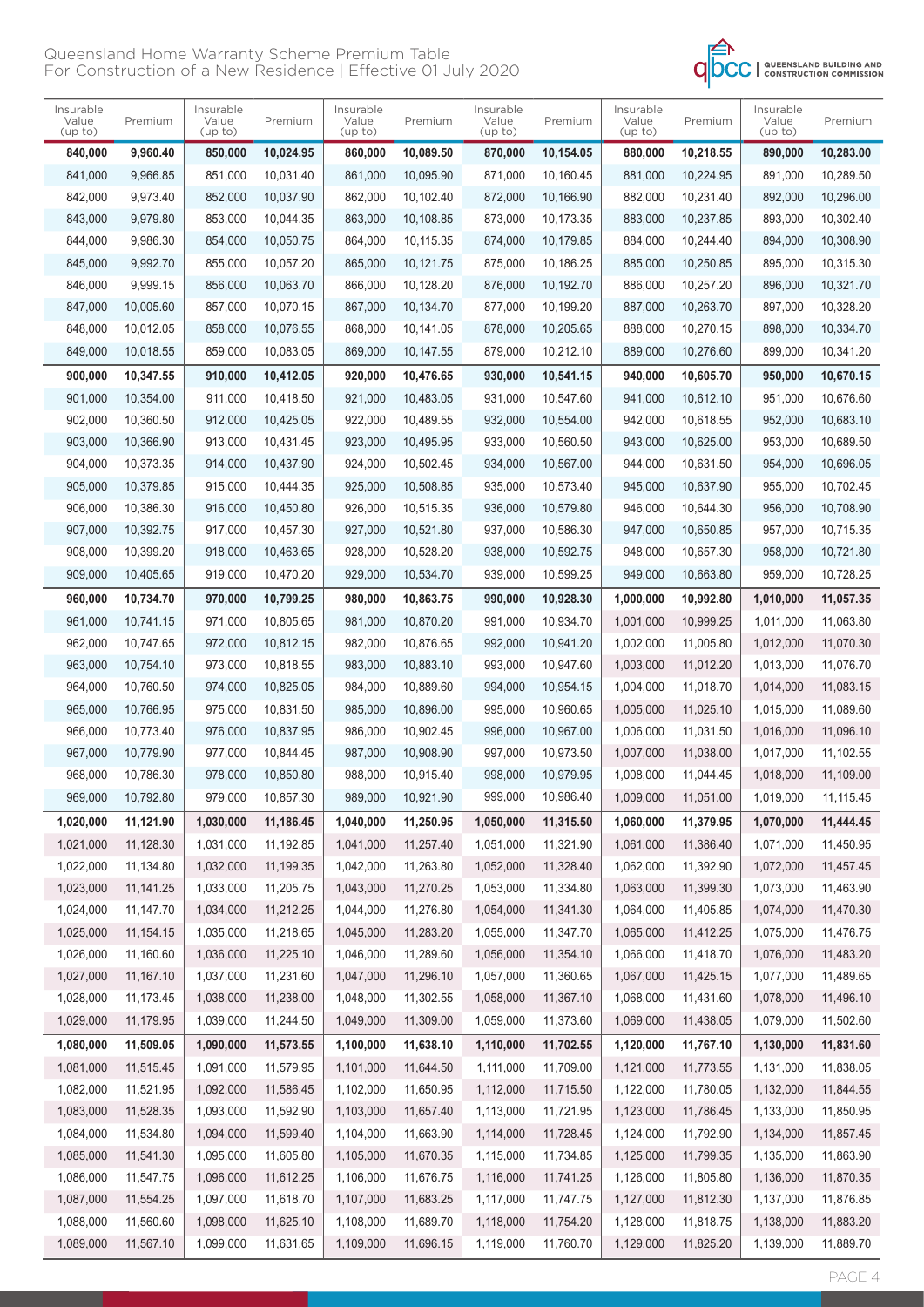| Insurable Value (up to) | Premium | Insurable Value (up to) | Premium | Insurable Value (up to) | Premium | Insurable Value (up to) | Premium | Insurable Value (up to) | Premium | Insurable Value (up to) | Premium |
|---|---|---|---|---|---|---|---|---|---|---|---|
| **840,000** | **9,960.40** | **850,000** | **10,024.95** | **860,000** | **10,089.50** | **870,000** | **10,154.05** | **880,000** | **10,218.55** | **890,000** | **10,283.00** |
| 841,000 | 9,966.85 | 851,000 | 10,031.40 | 861,000 | 10,095.90 | 871,000 | 10,160.45 | 881,000 | 10,224.95 | 891,000 | 10,289.50 |
| 842,000 | 9,973.40 | 852,000 | 10,037.90 | 862,000 | 10,102.40 | 872,000 | 10,166.90 | 882,000 | 10,231.40 | 892,000 | 10,296.00 |
| 843,000 | 9,979.80 | 853,000 | 10,044.35 | 863,000 | 10,108.85 | 873,000 | 10,173.35 | 883,000 | 10,237.85 | 893,000 | 10,302.40 |
| 844,000 | 9,986.30 | 854,000 | 10,050.75 | 864,000 | 10,115.35 | 874,000 | 10,179.85 | 884,000 | 10,244.40 | 894,000 | 10,308.90 |
| 845,000 | 9,992.70 | 855,000 | 10,057.20 | 865,000 | 10,121.75 | 875,000 | 10,186.25 | 885,000 | 10,250.85 | 895,000 | 10,315.30 |
| 846,000 | 9,999.15 | 856,000 | 10,063.70 | 866,000 | 10,128.20 | 876,000 | 10,192.70 | 886,000 | 10,257.20 | 896,000 | 10,321.70 |
| 847,000 | 10,005.60 | 857,000 | 10,070.15 | 867,000 | 10,134.70 | 877,000 | 10,199.20 | 887,000 | 10,263.70 | 897,000 | 10,328.20 |
| 848,000 | 10,012.05 | 858,000 | 10,076.55 | 868,000 | 10,141.05 | 878,000 | 10,205.65 | 888,000 | 10,270.15 | 898,000 | 10,334.70 |
| 849,000 | 10,018.55 | 859,000 | 10,083.05 | 869,000 | 10,147.55 | 879,000 | 10,212.10 | 889,000 | 10,276.60 | 899,000 | 10,341.20 |
| **900,000** | **10,347.55** | **910,000** | **10,412.05** | **920,000** | **10,476.65** | **930,000** | **10,541.15** | **940,000** | **10,605.70** | **950,000** | **10,670.15** |
| 901,000 | 10,354.00 | 911,000 | 10,418.50 | 921,000 | 10,483.05 | 931,000 | 10,547.60 | 941,000 | 10,612.10 | 951,000 | 10,676.60 |
| 902,000 | 10,360.50 | 912,000 | 10,425.05 | 922,000 | 10,489.55 | 932,000 | 10,554.00 | 942,000 | 10,618.55 | 952,000 | 10,683.10 |
| 903,000 | 10,366.90 | 913,000 | 10,431.45 | 923,000 | 10,495.95 | 933,000 | 10,560.50 | 943,000 | 10,625.00 | 953,000 | 10,689.50 |
| 904,000 | 10,373.35 | 914,000 | 10,437.90 | 924,000 | 10,502.45 | 934,000 | 10,567.00 | 944,000 | 10,631.50 | 954,000 | 10,696.05 |
| 905,000 | 10,379.85 | 915,000 | 10,444.35 | 925,000 | 10,508.85 | 935,000 | 10,573.40 | 945,000 | 10,637.90 | 955,000 | 10,702.45 |
| 906,000 | 10,386.30 | 916,000 | 10,450.80 | 926,000 | 10,515.35 | 936,000 | 10,579.80 | 946,000 | 10,644.30 | 956,000 | 10,708.90 |
| 907,000 | 10,392.75 | 917,000 | 10,457.30 | 927,000 | 10,521.80 | 937,000 | 10,586.30 | 947,000 | 10,650.85 | 957,000 | 10,715.35 |
| 908,000 | 10,399.20 | 918,000 | 10,463.65 | 928,000 | 10,528.20 | 938,000 | 10,592.75 | 948,000 | 10,657.30 | 958,000 | 10,721.80 |
| 909,000 | 10,405.65 | 919,000 | 10,470.20 | 929,000 | 10,534.70 | 939,000 | 10,599.25 | 949,000 | 10,663.80 | 959,000 | 10,728.25 |
| **960,000** | **10,734.70** | **970,000** | **10,799.25** | **980,000** | **10,863.75** | **990,000** | **10,928.30** | **1,000,000** | **10,992.80** | **1,010,000** | **11,057.35** |
| 961,000 | 10,741.15 | 971,000 | 10,805.65 | 981,000 | 10,870.20 | 991,000 | 10,934.70 | 1,001,000 | 10,999.25 | 1,011,000 | 11,063.80 |
| 962,000 | 10,747.65 | 972,000 | 10,812.15 | 982,000 | 10,876.65 | 992,000 | 10,941.20 | 1,002,000 | 11,005.80 | 1,012,000 | 11,070.30 |
| 963,000 | 10,754.10 | 973,000 | 10,818.55 | 983,000 | 10,883.10 | 993,000 | 10,947.60 | 1,003,000 | 11,012.20 | 1,013,000 | 11,076.70 |
| 964,000 | 10,760.50 | 974,000 | 10,825.05 | 984,000 | 10,889.60 | 994,000 | 10,954.15 | 1,004,000 | 11,018.70 | 1,014,000 | 11,083.15 |
| 965,000 | 10,766.95 | 975,000 | 10,831.50 | 985,000 | 10,896.00 | 995,000 | 10,960.65 | 1,005,000 | 11,025.10 | 1,015,000 | 11,089.60 |
| 966,000 | 10,773.40 | 976,000 | 10,837.95 | 986,000 | 10,902.45 | 996,000 | 10,967.00 | 1,006,000 | 11,031.50 | 1,016,000 | 11,096.10 |
| 967,000 | 10,779.90 | 977,000 | 10,844.45 | 987,000 | 10,908.90 | 997,000 | 10,973.50 | 1,007,000 | 11,038.00 | 1,017,000 | 11,102.55 |
| 968,000 | 10,786.30 | 978,000 | 10,850.80 | 988,000 | 10,915.40 | 998,000 | 10,979.95 | 1,008,000 | 11,044.45 | 1,018,000 | 11,109.00 |
| 969,000 | 10,792.80 | 979,000 | 10,857.30 | 989,000 | 10,921.90 | 999,000 | 10,986.40 | 1,009,000 | 11,051.00 | 1,019,000 | 11,115.45 |
| **1,020,000** | **11,121.90** | **1,030,000** | **11,186.45** | **1,040,000** | **11,250.95** | **1,050,000** | **11,315.50** | **1,060,000** | **11,379.95** | **1,070,000** | **11,444.45** |
| 1,021,000 | 11,128.30 | 1,031,000 | 11,192.85 | 1,041,000 | 11,257.40 | 1,051,000 | 11,321.90 | 1,061,000 | 11,386.40 | 1,071,000 | 11,450.95 |
| 1,022,000 | 11,134.80 | 1,032,000 | 11,199.35 | 1,042,000 | 11,263.80 | 1,052,000 | 11,328.40 | 1,062,000 | 11,392.90 | 1,072,000 | 11,457.45 |
| 1,023,000 | 11,141.25 | 1,033,000 | 11,205.75 | 1,043,000 | 11,270.25 | 1,053,000 | 11,334.80 | 1,063,000 | 11,399.30 | 1,073,000 | 11,463.90 |
| 1,024,000 | 11,147.70 | 1,034,000 | 11,212.25 | 1,044,000 | 11,276.80 | 1,054,000 | 11,341.30 | 1,064,000 | 11,405.85 | 1,074,000 | 11,470.30 |
| 1,025,000 | 11,154.15 | 1,035,000 | 11,218.65 | 1,045,000 | 11,283.20 | 1,055,000 | 11,347.70 | 1,065,000 | 11,412.25 | 1,075,000 | 11,476.75 |
| 1,026,000 | 11,160.60 | 1,036,000 | 11,225.10 | 1,046,000 | 11,289.60 | 1,056,000 | 11,354.10 | 1,066,000 | 11,418.70 | 1,076,000 | 11,483.20 |
| 1,027,000 | 11,167.10 | 1,037,000 | 11,231.60 | 1,047,000 | 11,296.10 | 1,057,000 | 11,360.65 | 1,067,000 | 11,425.15 | 1,077,000 | 11,489.65 |
| 1,028,000 | 11,173.45 | 1,038,000 | 11,238.00 | 1,048,000 | 11,302.55 | 1,058,000 | 11,367.10 | 1,068,000 | 11,431.60 | 1,078,000 | 11,496.10 |
| 1,029,000 | 11,179.95 | 1,039,000 | 11,244.50 | 1,049,000 | 11,309.00 | 1,059,000 | 11,373.60 | 1,069,000 | 11,438.05 | 1,079,000 | 11,502.60 |
| **1,080,000** | **11,509.05** | **1,090,000** | **11,573.55** | **1,100,000** | **11,638.10** | **1,110,000** | **11,702.55** | **1,120,000** | **11,767.10** | **1,130,000** | **11,831.60** |
| 1,081,000 | 11,515.45 | 1,091,000 | 11,579.95 | 1,101,000 | 11,644.50 | 1,111,000 | 11,709.00 | 1,121,000 | 11,773.55 | 1,131,000 | 11,838.05 |
| 1,082,000 | 11,521.95 | 1,092,000 | 11,586.45 | 1,102,000 | 11,650.95 | 1,112,000 | 11,715.50 | 1,122,000 | 11,780.05 | 1,132,000 | 11,844.55 |
| 1,083,000 | 11,528.35 | 1,093,000 | 11,592.90 | 1,103,000 | 11,657.40 | 1,113,000 | 11,721.95 | 1,123,000 | 11,786.45 | 1,133,000 | 11,850.95 |
| 1,084,000 | 11,534.80 | 1,094,000 | 11,599.40 | 1,104,000 | 11,663.90 | 1,114,000 | 11,728.45 | 1,124,000 | 11,792.90 | 1,134,000 | 11,857.45 |
| 1,085,000 | 11,541.30 | 1,095,000 | 11,605.80 | 1,105,000 | 11,670.35 | 1,115,000 | 11,734.85 | 1,125,000 | 11,799.35 | 1,135,000 | 11,863.90 |
| 1,086,000 | 11,547.75 | 1,096,000 | 11,612.25 | 1,106,000 | 11,676.75 | 1,116,000 | 11,741.25 | 1,126,000 | 11,805.80 | 1,136,000 | 11,870.35 |
| 1,087,000 | 11,554.25 | 1,097,000 | 11,618.70 | 1,107,000 | 11,683.25 | 1,117,000 | 11,747.75 | 1,127,000 | 11,812.30 | 1,137,000 | 11,876.85 |
| 1,088,000 | 11,560.60 | 1,098,000 | 11,625.10 | 1,108,000 | 11,689.70 | 1,118,000 | 11,754.20 | 1,128,000 | 11,818.75 | 1,138,000 | 11,883.20 |
| 1,089,000 | 11,567.10 | 1,099,000 | 11,631.65 | 1,109,000 | 11,696.15 | 1,119,000 | 11,760.70 | 1,129,000 | 11,825.20 | 1,139,000 | 11,889.70 |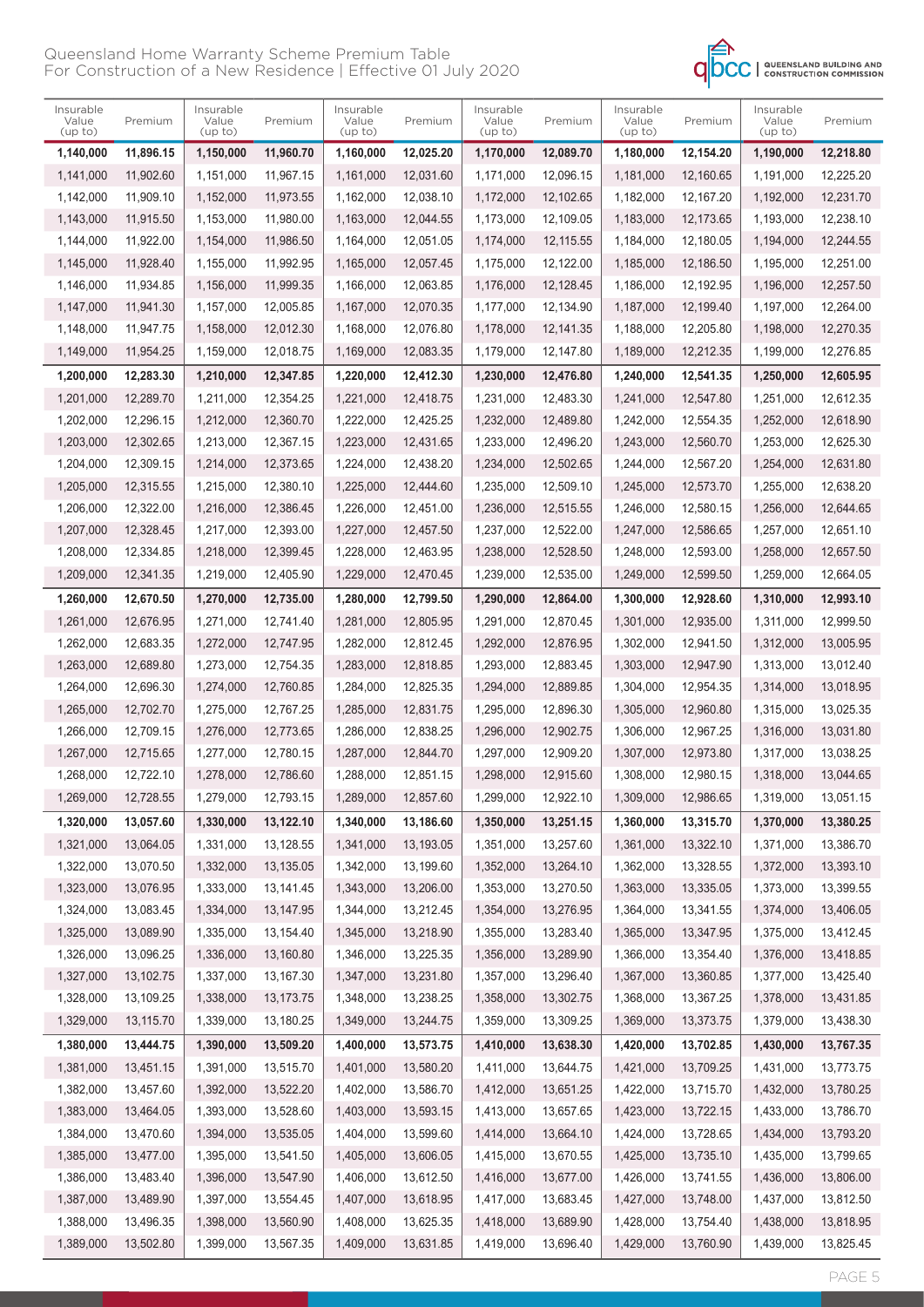Queensland Home Warranty Scheme Premium Table
For Construction of a New Residence | Effective 01 July 2020

| Insurable Value (up to) | Premium | Insurable Value (up to) | Premium | Insurable Value (up to) | Premium | Insurable Value (up to) | Premium | Insurable Value (up to) | Premium | Insurable Value (up to) | Premium |
|---|---|---|---|---|---|---|---|---|---|---|---|
| **1,140,000** | **11,896.15** | **1,150,000** | **11,960.70** | **1,160,000** | **12,025.20** | **1,170,000** | **12,089.70** | **1,180,000** | **12,154.20** | **1,190,000** | **12,218.80** |
| 1,141,000 | 11,902.60 | 1,151,000 | 11,967.15 | 1,161,000 | 12,031.60 | 1,171,000 | 12,096.15 | 1,181,000 | 12,160.65 | 1,191,000 | 12,225.20 |
| 1,142,000 | 11,909.10 | 1,152,000 | 11,973.55 | 1,162,000 | 12,038.10 | 1,172,000 | 12,102.65 | 1,182,000 | 12,167.20 | 1,192,000 | 12,231.70 |
| 1,143,000 | 11,915.50 | 1,153,000 | 11,980.00 | 1,163,000 | 12,044.55 | 1,173,000 | 12,109.05 | 1,183,000 | 12,173.65 | 1,193,000 | 12,238.10 |
| 1,144,000 | 11,922.00 | 1,154,000 | 11,986.50 | 1,164,000 | 12,051.05 | 1,174,000 | 12,115.55 | 1,184,000 | 12,180.05 | 1,194,000 | 12,244.55 |
| 1,145,000 | 11,928.40 | 1,155,000 | 11,992.95 | 1,165,000 | 12,057.45 | 1,175,000 | 12,122.00 | 1,185,000 | 12,186.50 | 1,195,000 | 12,251.00 |
| 1,146,000 | 11,934.85 | 1,156,000 | 11,999.35 | 1,166,000 | 12,063.85 | 1,176,000 | 12,128.45 | 1,186,000 | 12,192.95 | 1,196,000 | 12,257.50 |
| 1,147,000 | 11,941.30 | 1,157,000 | 12,005.85 | 1,167,000 | 12,070.35 | 1,177,000 | 12,134.90 | 1,187,000 | 12,199.40 | 1,197,000 | 12,264.00 |
| 1,148,000 | 11,947.75 | 1,158,000 | 12,012.30 | 1,168,000 | 12,076.80 | 1,178,000 | 12,141.35 | 1,188,000 | 12,205.80 | 1,198,000 | 12,270.35 |
| 1,149,000 | 11,954.25 | 1,159,000 | 12,018.75 | 1,169,000 | 12,083.35 | 1,179,000 | 12,147.80 | 1,189,000 | 12,212.35 | 1,199,000 | 12,276.85 |
| **1,200,000** | **12,283.30** | **1,210,000** | **12,347.85** | **1,220,000** | **12,412.30** | **1,230,000** | **12,476.80** | **1,240,000** | **12,541.35** | **1,250,000** | **12,605.95** |
| 1,201,000 | 12,289.70 | 1,211,000 | 12,354.25 | 1,221,000 | 12,418.75 | 1,231,000 | 12,483.30 | 1,241,000 | 12,547.80 | 1,251,000 | 12,612.35 |
| 1,202,000 | 12,296.15 | 1,212,000 | 12,360.70 | 1,222,000 | 12,425.25 | 1,232,000 | 12,489.80 | 1,242,000 | 12,554.35 | 1,252,000 | 12,618.90 |
| 1,203,000 | 12,302.65 | 1,213,000 | 12,367.15 | 1,223,000 | 12,431.65 | 1,233,000 | 12,496.20 | 1,243,000 | 12,560.70 | 1,253,000 | 12,625.30 |
| 1,204,000 | 12,309.15 | 1,214,000 | 12,373.65 | 1,224,000 | 12,438.20 | 1,234,000 | 12,502.65 | 1,244,000 | 12,567.20 | 1,254,000 | 12,631.80 |
| 1,205,000 | 12,315.55 | 1,215,000 | 12,380.10 | 1,225,000 | 12,444.60 | 1,235,000 | 12,509.10 | 1,245,000 | 12,573.70 | 1,255,000 | 12,638.20 |
| 1,206,000 | 12,322.00 | 1,216,000 | 12,386.45 | 1,226,000 | 12,451.00 | 1,236,000 | 12,515.55 | 1,246,000 | 12,580.15 | 1,256,000 | 12,644.65 |
| 1,207,000 | 12,328.45 | 1,217,000 | 12,393.00 | 1,227,000 | 12,457.50 | 1,237,000 | 12,522.00 | 1,247,000 | 12,586.65 | 1,257,000 | 12,651.10 |
| 1,208,000 | 12,334.85 | 1,218,000 | 12,399.45 | 1,228,000 | 12,463.95 | 1,238,000 | 12,528.50 | 1,248,000 | 12,593.00 | 1,258,000 | 12,657.50 |
| 1,209,000 | 12,341.35 | 1,219,000 | 12,405.90 | 1,229,000 | 12,470.45 | 1,239,000 | 12,535.00 | 1,249,000 | 12,599.50 | 1,259,000 | 12,664.05 |
| **1,260,000** | **12,670.50** | **1,270,000** | **12,735.00** | **1,280,000** | **12,799.50** | **1,290,000** | **12,864.00** | **1,300,000** | **12,928.60** | **1,310,000** | **12,993.10** |
| 1,261,000 | 12,676.95 | 1,271,000 | 12,741.40 | 1,281,000 | 12,805.95 | 1,291,000 | 12,870.45 | 1,301,000 | 12,935.00 | 1,311,000 | 12,999.50 |
| 1,262,000 | 12,683.35 | 1,272,000 | 12,747.95 | 1,282,000 | 12,812.45 | 1,292,000 | 12,876.95 | 1,302,000 | 12,941.50 | 1,312,000 | 13,005.95 |
| 1,263,000 | 12,689.80 | 1,273,000 | 12,754.35 | 1,283,000 | 12,818.85 | 1,293,000 | 12,883.45 | 1,303,000 | 12,947.90 | 1,313,000 | 13,012.40 |
| 1,264,000 | 12,696.30 | 1,274,000 | 12,760.85 | 1,284,000 | 12,825.35 | 1,294,000 | 12,889.85 | 1,304,000 | 12,954.35 | 1,314,000 | 13,018.95 |
| 1,265,000 | 12,702.70 | 1,275,000 | 12,767.25 | 1,285,000 | 12,831.75 | 1,295,000 | 12,896.30 | 1,305,000 | 12,960.80 | 1,315,000 | 13,025.35 |
| 1,266,000 | 12,709.15 | 1,276,000 | 12,773.65 | 1,286,000 | 12,838.25 | 1,296,000 | 12,902.75 | 1,306,000 | 12,967.25 | 1,316,000 | 13,031.80 |
| 1,267,000 | 12,715.65 | 1,277,000 | 12,780.15 | 1,287,000 | 12,844.70 | 1,297,000 | 12,909.20 | 1,307,000 | 12,973.80 | 1,317,000 | 13,038.25 |
| 1,268,000 | 12,722.10 | 1,278,000 | 12,786.60 | 1,288,000 | 12,851.15 | 1,298,000 | 12,915.60 | 1,308,000 | 12,980.15 | 1,318,000 | 13,044.65 |
| 1,269,000 | 12,728.55 | 1,279,000 | 12,793.15 | 1,289,000 | 12,857.60 | 1,299,000 | 12,922.10 | 1,309,000 | 12,986.65 | 1,319,000 | 13,051.15 |
| **1,320,000** | **13,057.60** | **1,330,000** | **13,122.10** | **1,340,000** | **13,186.60** | **1,350,000** | **13,251.15** | **1,360,000** | **13,315.70** | **1,370,000** | **13,380.25** |
| 1,321,000 | 13,064.05 | 1,331,000 | 13,128.55 | 1,341,000 | 13,193.05 | 1,351,000 | 13,257.60 | 1,361,000 | 13,322.10 | 1,371,000 | 13,386.70 |
| 1,322,000 | 13,070.50 | 1,332,000 | 13,135.05 | 1,342,000 | 13,199.60 | 1,352,000 | 13,264.10 | 1,362,000 | 13,328.55 | 1,372,000 | 13,393.10 |
| 1,323,000 | 13,076.95 | 1,333,000 | 13,141.45 | 1,343,000 | 13,206.00 | 1,353,000 | 13,270.50 | 1,363,000 | 13,335.05 | 1,373,000 | 13,399.55 |
| 1,324,000 | 13,083.45 | 1,334,000 | 13,147.95 | 1,344,000 | 13,212.45 | 1,354,000 | 13,276.95 | 1,364,000 | 13,341.55 | 1,374,000 | 13,406.05 |
| 1,325,000 | 13,089.90 | 1,335,000 | 13,154.40 | 1,345,000 | 13,218.90 | 1,355,000 | 13,283.40 | 1,365,000 | 13,347.95 | 1,375,000 | 13,412.45 |
| 1,326,000 | 13,096.25 | 1,336,000 | 13,160.80 | 1,346,000 | 13,225.35 | 1,356,000 | 13,289.90 | 1,366,000 | 13,354.40 | 1,376,000 | 13,418.85 |
| 1,327,000 | 13,102.75 | 1,337,000 | 13,167.30 | 1,347,000 | 13,231.80 | 1,357,000 | 13,296.40 | 1,367,000 | 13,360.85 | 1,377,000 | 13,425.40 |
| 1,328,000 | 13,109.25 | 1,338,000 | 13,173.75 | 1,348,000 | 13,238.25 | 1,358,000 | 13,302.75 | 1,368,000 | 13,367.25 | 1,378,000 | 13,431.85 |
| 1,329,000 | 13,115.70 | 1,339,000 | 13,180.25 | 1,349,000 | 13,244.75 | 1,359,000 | 13,309.25 | 1,369,000 | 13,373.75 | 1,379,000 | 13,438.30 |
| **1,380,000** | **13,444.75** | **1,390,000** | **13,509.20** | **1,400,000** | **13,573.75** | **1,410,000** | **13,638.30** | **1,420,000** | **13,702.85** | **1,430,000** | **13,767.35** |
| 1,381,000 | 13,451.15 | 1,391,000 | 13,515.70 | 1,401,000 | 13,580.20 | 1,411,000 | 13,644.75 | 1,421,000 | 13,709.25 | 1,431,000 | 13,773.75 |
| 1,382,000 | 13,457.60 | 1,392,000 | 13,522.20 | 1,402,000 | 13,586.70 | 1,412,000 | 13,651.25 | 1,422,000 | 13,715.70 | 1,432,000 | 13,780.25 |
| 1,383,000 | 13,464.05 | 1,393,000 | 13,528.60 | 1,403,000 | 13,593.15 | 1,413,000 | 13,657.65 | 1,423,000 | 13,722.15 | 1,433,000 | 13,786.70 |
| 1,384,000 | 13,470.60 | 1,394,000 | 13,535.05 | 1,404,000 | 13,599.60 | 1,414,000 | 13,664.10 | 1,424,000 | 13,728.65 | 1,434,000 | 13,793.20 |
| 1,385,000 | 13,477.00 | 1,395,000 | 13,541.50 | 1,405,000 | 13,606.05 | 1,415,000 | 13,670.55 | 1,425,000 | 13,735.10 | 1,435,000 | 13,799.65 |
| 1,386,000 | 13,483.40 | 1,396,000 | 13,547.90 | 1,406,000 | 13,612.50 | 1,416,000 | 13,677.00 | 1,426,000 | 13,741.55 | 1,436,000 | 13,806.00 |
| 1,387,000 | 13,489.90 | 1,397,000 | 13,554.45 | 1,407,000 | 13,618.95 | 1,417,000 | 13,683.45 | 1,427,000 | 13,748.00 | 1,437,000 | 13,812.50 |
| 1,388,000 | 13,496.35 | 1,398,000 | 13,560.90 | 1,408,000 | 13,625.35 | 1,418,000 | 13,689.90 | 1,428,000 | 13,754.40 | 1,438,000 | 13,818.95 |
| 1,389,000 | 13,502.80 | 1,399,000 | 13,567.35 | 1,409,000 | 13,631.85 | 1,419,000 | 13,696.40 | 1,429,000 | 13,760.90 | 1,439,000 | 13,825.45 |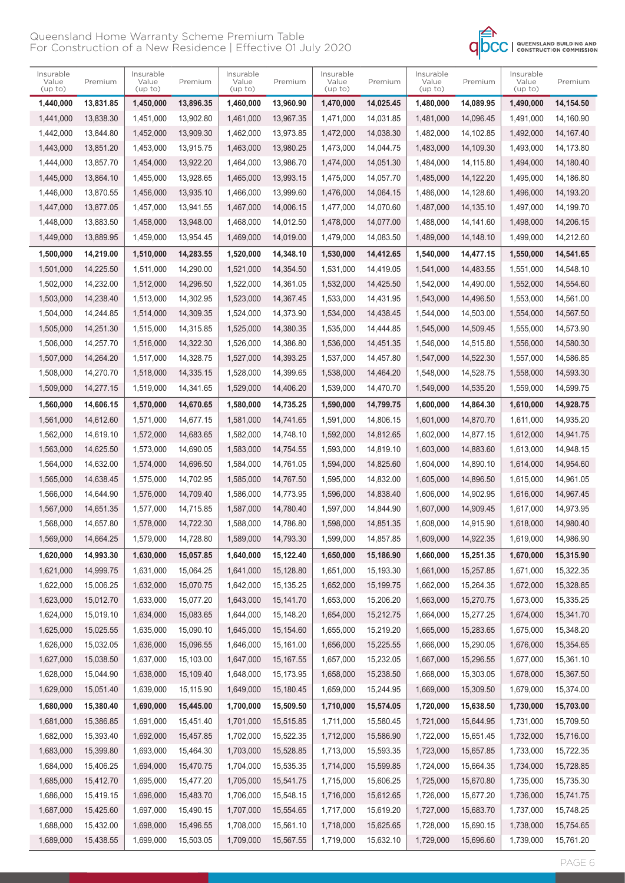| Insurable Value (up to) | Premium | Insurable Value (up to) | Premium | Insurable Value (up to) | Premium | Insurable Value (up to) | Premium | Insurable Value (up to) | Premium | Insurable Value (up to) | Premium |
|---|---|---|---|---|---|---|---|---|---|---|---|
| **1,440,000** | **13,831.85** | **1,450,000** | **13,896.35** | **1,460,000** | **13,960.90** | **1,470,000** | **14,025.45** | **1,480,000** | **14,089.95** | **1,490,000** | **14,154.50** |
| 1,441,000 | 13,838.30 | 1,451,000 | 13,902.80 | 1,461,000 | 13,967.35 | 1,471,000 | 14,031.85 | 1,481,000 | 14,096.45 | 1,491,000 | 14,160.90 |
| 1,442,000 | 13,844.80 | 1,452,000 | 13,909.30 | 1,462,000 | 13,973.85 | 1,472,000 | 14,038.30 | 1,482,000 | 14,102.85 | 1,492,000 | 14,167.40 |
| 1,443,000 | 13,851.20 | 1,453,000 | 13,915.75 | 1,463,000 | 13,980.25 | 1,473,000 | 14,044.75 | 1,483,000 | 14,109.30 | 1,493,000 | 14,173.80 |
| 1,444,000 | 13,857.70 | 1,454,000 | 13,922.20 | 1,464,000 | 13,986.70 | 1,474,000 | 14,051.30 | 1,484,000 | 14,115.80 | 1,494,000 | 14,180.40 |
| 1,445,000 | 13,864.10 | 1,455,000 | 13,928.65 | 1,465,000 | 13,993.15 | 1,475,000 | 14,057.70 | 1,485,000 | 14,122.20 | 1,495,000 | 14,186.80 |
| 1,446,000 | 13,870.55 | 1,456,000 | 13,935.10 | 1,466,000 | 13,999.60 | 1,476,000 | 14,064.15 | 1,486,000 | 14,128.60 | 1,496,000 | 14,193.20 |
| 1,447,000 | 13,877.05 | 1,457,000 | 13,941.55 | 1,467,000 | 14,006.15 | 1,477,000 | 14,070.60 | 1,487,000 | 14,135.10 | 1,497,000 | 14,199.70 |
| 1,448,000 | 13,883.50 | 1,458,000 | 13,948.00 | 1,468,000 | 14,012.50 | 1,478,000 | 14,077.00 | 1,488,000 | 14,141.60 | 1,498,000 | 14,206.15 |
| 1,449,000 | 13,889.95 | 1,459,000 | 13,954.45 | 1,469,000 | 14,019.00 | 1,479,000 | 14,083.50 | 1,489,000 | 14,148.10 | 1,499,000 | 14,212.60 |
| **1,500,000** | **14,219.00** | **1,510,000** | **14,283.55** | **1,520,000** | **14,348.10** | **1,530,000** | **14,412.65** | **1,540,000** | **14,477.15** | **1,550,000** | **14,541.65** |
| 1,501,000 | 14,225.50 | 1,511,000 | 14,290.00 | 1,521,000 | 14,354.50 | 1,531,000 | 14,419.05 | 1,541,000 | 14,483.55 | 1,551,000 | 14,548.10 |
| 1,502,000 | 14,232.00 | 1,512,000 | 14,296.50 | 1,522,000 | 14,361.05 | 1,532,000 | 14,425.50 | 1,542,000 | 14,490.00 | 1,552,000 | 14,554.60 |
| 1,503,000 | 14,238.40 | 1,513,000 | 14,302.95 | 1,523,000 | 14,367.45 | 1,533,000 | 14,431.95 | 1,543,000 | 14,496.50 | 1,553,000 | 14,561.00 |
| 1,504,000 | 14,244.85 | 1,514,000 | 14,309.35 | 1,524,000 | 14,373.90 | 1,534,000 | 14,438.45 | 1,544,000 | 14,503.00 | 1,554,000 | 14,567.50 |
| 1,505,000 | 14,251.30 | 1,515,000 | 14,315.85 | 1,525,000 | 14,380.35 | 1,535,000 | 14,444.85 | 1,545,000 | 14,509.45 | 1,555,000 | 14,573.90 |
| 1,506,000 | 14,257.70 | 1,516,000 | 14,322.30 | 1,526,000 | 14,386.80 | 1,536,000 | 14,451.35 | 1,546,000 | 14,515.80 | 1,556,000 | 14,580.30 |
| 1,507,000 | 14,264.20 | 1,517,000 | 14,328.75 | 1,527,000 | 14,393.25 | 1,537,000 | 14,457.80 | 1,547,000 | 14,522.30 | 1,557,000 | 14,586.85 |
| 1,508,000 | 14,270.70 | 1,518,000 | 14,335.15 | 1,528,000 | 14,399.65 | 1,538,000 | 14,464.20 | 1,548,000 | 14,528.75 | 1,558,000 | 14,593.30 |
| 1,509,000 | 14,277.15 | 1,519,000 | 14,341.65 | 1,529,000 | 14,406.20 | 1,539,000 | 14,470.70 | 1,549,000 | 14,535.20 | 1,559,000 | 14,599.75 |
| **1,560,000** | **14,606.15** | **1,570,000** | **14,670.65** | **1,580,000** | **14,735.25** | **1,590,000** | **14,799.75** | **1,600,000** | **14,864.30** | **1,610,000** | **14,928.75** |
| 1,561,000 | 14,612.60 | 1,571,000 | 14,677.15 | 1,581,000 | 14,741.65 | 1,591,000 | 14,806.15 | 1,601,000 | 14,870.70 | 1,611,000 | 14,935.20 |
| 1,562,000 | 14,619.10 | 1,572,000 | 14,683.65 | 1,582,000 | 14,748.10 | 1,592,000 | 14,812.65 | 1,602,000 | 14,877.15 | 1,612,000 | 14,941.75 |
| 1,563,000 | 14,625.50 | 1,573,000 | 14,690.05 | 1,583,000 | 14,754.55 | 1,593,000 | 14,819.10 | 1,603,000 | 14,883.60 | 1,613,000 | 14,948.15 |
| 1,564,000 | 14,632.00 | 1,574,000 | 14,696.50 | 1,584,000 | 14,761.05 | 1,594,000 | 14,825.60 | 1,604,000 | 14,890.10 | 1,614,000 | 14,954.60 |
| 1,565,000 | 14,638.45 | 1,575,000 | 14,702.95 | 1,585,000 | 14,767.50 | 1,595,000 | 14,832.00 | 1,605,000 | 14,896.50 | 1,615,000 | 14,961.05 |
| 1,566,000 | 14,644.90 | 1,576,000 | 14,709.40 | 1,586,000 | 14,773.95 | 1,596,000 | 14,838.40 | 1,606,000 | 14,902.95 | 1,616,000 | 14,967.45 |
| 1,567,000 | 14,651.35 | 1,577,000 | 14,715.85 | 1,587,000 | 14,780.40 | 1,597,000 | 14,844.90 | 1,607,000 | 14,909.45 | 1,617,000 | 14,973.95 |
| 1,568,000 | 14,657.80 | 1,578,000 | 14,722.30 | 1,588,000 | 14,786.80 | 1,598,000 | 14,851.35 | 1,608,000 | 14,915.90 | 1,618,000 | 14,980.40 |
| 1,569,000 | 14,664.25 | 1,579,000 | 14,728.80 | 1,589,000 | 14,793.30 | 1,599,000 | 14,857.85 | 1,609,000 | 14,922.35 | 1,619,000 | 14,986.90 |
| **1,620,000** | **14,993.30** | **1,630,000** | **15,057.85** | **1,640,000** | **15,122.40** | **1,650,000** | **15,186.90** | **1,660,000** | **15,251.35** | **1,670,000** | **15,315.90** |
| 1,621,000 | 14,999.75 | 1,631,000 | 15,064.25 | 1,641,000 | 15,128.80 | 1,651,000 | 15,193.30 | 1,661,000 | 15,257.85 | 1,671,000 | 15,322.35 |
| 1,622,000 | 15,006.25 | 1,632,000 | 15,070.75 | 1,642,000 | 15,135.25 | 1,652,000 | 15,199.75 | 1,662,000 | 15,264.35 | 1,672,000 | 15,328.85 |
| 1,623,000 | 15,012.70 | 1,633,000 | 15,077.20 | 1,643,000 | 15,141.70 | 1,653,000 | 15,206.20 | 1,663,000 | 15,270.75 | 1,673,000 | 15,335.25 |
| 1,624,000 | 15,019.10 | 1,634,000 | 15,083.65 | 1,644,000 | 15,148.20 | 1,654,000 | 15,212.75 | 1,664,000 | 15,277.25 | 1,674,000 | 15,341.70 |
| 1,625,000 | 15,025.55 | 1,635,000 | 15,090.10 | 1,645,000 | 15,154.60 | 1,655,000 | 15,219.20 | 1,665,000 | 15,283.65 | 1,675,000 | 15,348.20 |
| 1,626,000 | 15,032.05 | 1,636,000 | 15,096.55 | 1,646,000 | 15,161.00 | 1,656,000 | 15,225.55 | 1,666,000 | 15,290.05 | 1,676,000 | 15,354.65 |
| 1,627,000 | 15,038.50 | 1,637,000 | 15,103.00 | 1,647,000 | 15,167.55 | 1,657,000 | 15,232.05 | 1,667,000 | 15,296.55 | 1,677,000 | 15,361.10 |
| 1,628,000 | 15,044.90 | 1,638,000 | 15,109.40 | 1,648,000 | 15,173.95 | 1,658,000 | 15,238.50 | 1,668,000 | 15,303.05 | 1,678,000 | 15,367.50 |
| 1,629,000 | 15,051.40 | 1,639,000 | 15,115.90 | 1,649,000 | 15,180.45 | 1,659,000 | 15,244.95 | 1,669,000 | 15,309.50 | 1,679,000 | 15,374.00 |
| **1,680,000** | **15,380.40** | **1,690,000** | **15,445.00** | **1,700,000** | **15,509.50** | **1,710,000** | **15,574.05** | **1,720,000** | **15,638.50** | **1,730,000** | **15,703.00** |
| 1,681,000 | 15,386.85 | 1,691,000 | 15,451.40 | 1,701,000 | 15,515.85 | 1,711,000 | 15,580.45 | 1,721,000 | 15,644.95 | 1,731,000 | 15,709.50 |
| 1,682,000 | 15,393.40 | 1,692,000 | 15,457.85 | 1,702,000 | 15,522.35 | 1,712,000 | 15,586.90 | 1,722,000 | 15,651.45 | 1,732,000 | 15,716.00 |
| 1,683,000 | 15,399.80 | 1,693,000 | 15,464.30 | 1,703,000 | 15,528.85 | 1,713,000 | 15,593.35 | 1,723,000 | 15,657.85 | 1,733,000 | 15,722.35 |
| 1,684,000 | 15,406.25 | 1,694,000 | 15,470.75 | 1,704,000 | 15,535.35 | 1,714,000 | 15,599.85 | 1,724,000 | 15,664.35 | 1,734,000 | 15,728.85 |
| 1,685,000 | 15,412.70 | 1,695,000 | 15,477.20 | 1,705,000 | 15,541.75 | 1,715,000 | 15,606.25 | 1,725,000 | 15,670.80 | 1,735,000 | 15,735.30 |
| 1,686,000 | 15,419.15 | 1,696,000 | 15,483.70 | 1,706,000 | 15,548.15 | 1,716,000 | 15,612.65 | 1,726,000 | 15,677.20 | 1,736,000 | 15,741.75 |
| 1,687,000 | 15,425.60 | 1,697,000 | 15,490.15 | 1,707,000 | 15,554.65 | 1,717,000 | 15,619.20 | 1,727,000 | 15,683.70 | 1,737,000 | 15,748.25 |
| 1,688,000 | 15,432.00 | 1,698,000 | 15,496.55 | 1,708,000 | 15,561.10 | 1,718,000 | 15,625.65 | 1,728,000 | 15,690.15 | 1,738,000 | 15,754.65 |
| 1,689,000 | 15,438.55 | 1,699,000 | 15,503.05 | 1,709,000 | 15,567.55 | 1,719,000 | 15,632.10 | 1,729,000 | 15,696.60 | 1,739,000 | 15,761.20 |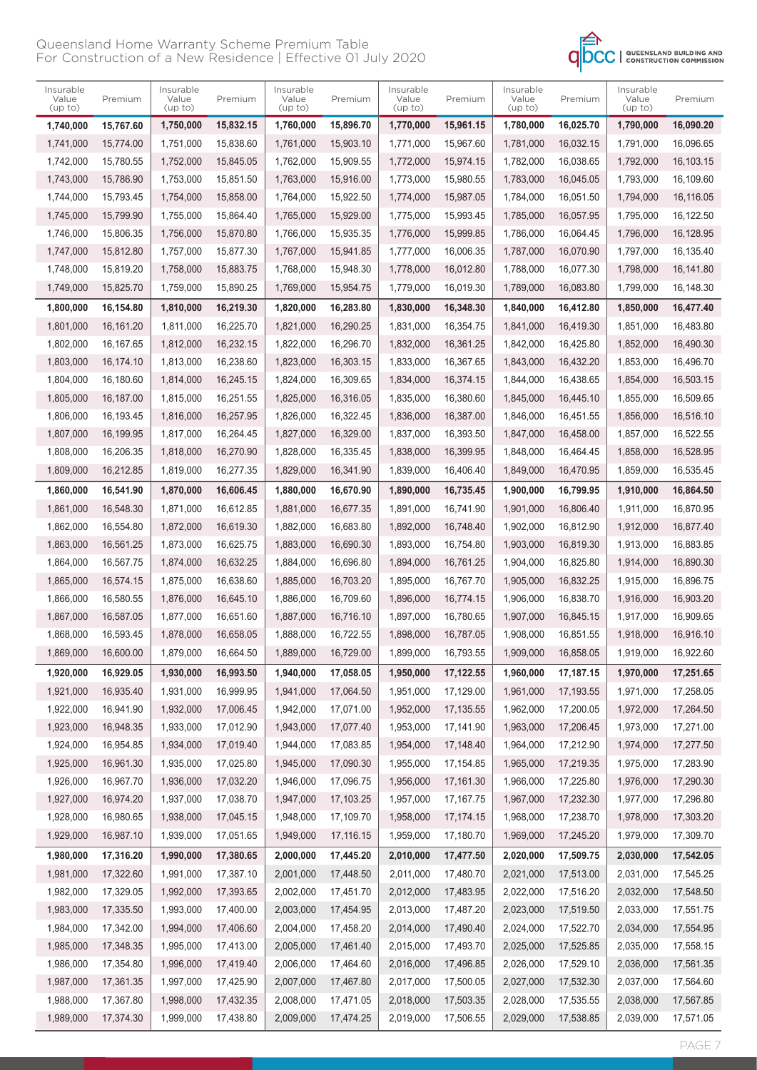Queensland Home Warranty Scheme Premium Table
For Construction of a New Residence | Effective 01 July 2020

| Insurable Value (up to) | Premium | Insurable Value (up to) | Premium | Insurable Value (up to) | Premium | Insurable Value (up to) | Premium | Insurable Value (up to) | Premium | Insurable Value (up to) | Premium |
|---|---|---|---|---|---|---|---|---|---|---|---|
| **1,740,000** | **15,767.60** | **1,750,000** | **15,832.15** | **1,760,000** | **15,896.70** | **1,770,000** | **15,961.15** | **1,780,000** | **16,025.70** | **1,790,000** | **16,090.20** |
| 1,741,000 | 15,774.00 | 1,751,000 | 15,838.60 | 1,761,000 | 15,903.10 | 1,771,000 | 15,967.60 | 1,781,000 | 16,032.15 | 1,791,000 | 16,096.65 |
| 1,742,000 | 15,780.55 | 1,752,000 | 15,845.05 | 1,762,000 | 15,909.55 | 1,772,000 | 15,974.15 | 1,782,000 | 16,038.65 | 1,792,000 | 16,103.15 |
| 1,743,000 | 15,786.90 | 1,753,000 | 15,851.50 | 1,763,000 | 15,916.00 | 1,773,000 | 15,980.55 | 1,783,000 | 16,045.05 | 1,793,000 | 16,109.60 |
| 1,744,000 | 15,793.45 | 1,754,000 | 15,858.00 | 1,764,000 | 15,922.50 | 1,774,000 | 15,987.05 | 1,784,000 | 16,051.50 | 1,794,000 | 16,116.05 |
| 1,745,000 | 15,799.90 | 1,755,000 | 15,864.40 | 1,765,000 | 15,929.00 | 1,775,000 | 15,993.45 | 1,785,000 | 16,057.95 | 1,795,000 | 16,122.50 |
| 1,746,000 | 15,806.35 | 1,756,000 | 15,870.80 | 1,766,000 | 15,935.35 | 1,776,000 | 15,999.85 | 1,786,000 | 16,064.45 | 1,796,000 | 16,128.95 |
| 1,747,000 | 15,812.80 | 1,757,000 | 15,877.30 | 1,767,000 | 15,941.85 | 1,777,000 | 16,006.35 | 1,787,000 | 16,070.90 | 1,797,000 | 16,135.40 |
| 1,748,000 | 15,819.20 | 1,758,000 | 15,883.75 | 1,768,000 | 15,948.30 | 1,778,000 | 16,012.80 | 1,788,000 | 16,077.30 | 1,798,000 | 16,141.80 |
| 1,749,000 | 15,825.70 | 1,759,000 | 15,890.25 | 1,769,000 | 15,954.75 | 1,779,000 | 16,019.30 | 1,789,000 | 16,083.80 | 1,799,000 | 16,148.30 |
| **1,800,000** | **16,154.80** | **1,810,000** | **16,219.30** | **1,820,000** | **16,283.80** | **1,830,000** | **16,348.30** | **1,840,000** | **16,412.80** | **1,850,000** | **16,477.40** |
| 1,801,000 | 16,161.20 | 1,811,000 | 16,225.70 | 1,821,000 | 16,290.25 | 1,831,000 | 16,354.75 | 1,841,000 | 16,419.30 | 1,851,000 | 16,483.80 |
| 1,802,000 | 16,167.65 | 1,812,000 | 16,232.15 | 1,822,000 | 16,296.70 | 1,832,000 | 16,361.25 | 1,842,000 | 16,425.80 | 1,852,000 | 16,490.30 |
| 1,803,000 | 16,174.10 | 1,813,000 | 16,238.60 | 1,823,000 | 16,303.15 | 1,833,000 | 16,367.65 | 1,843,000 | 16,432.20 | 1,853,000 | 16,496.70 |
| 1,804,000 | 16,180.60 | 1,814,000 | 16,245.15 | 1,824,000 | 16,309.65 | 1,834,000 | 16,374.15 | 1,844,000 | 16,438.65 | 1,854,000 | 16,503.15 |
| 1,805,000 | 16,187.00 | 1,815,000 | 16,251.55 | 1,825,000 | 16,316.05 | 1,835,000 | 16,380.60 | 1,845,000 | 16,445.10 | 1,855,000 | 16,509.65 |
| 1,806,000 | 16,193.45 | 1,816,000 | 16,257.95 | 1,826,000 | 16,322.45 | 1,836,000 | 16,387.00 | 1,846,000 | 16,451.55 | 1,856,000 | 16,516.10 |
| 1,807,000 | 16,199.95 | 1,817,000 | 16,264.45 | 1,827,000 | 16,329.00 | 1,837,000 | 16,393.50 | 1,847,000 | 16,458.00 | 1,857,000 | 16,522.55 |
| 1,808,000 | 16,206.35 | 1,818,000 | 16,270.90 | 1,828,000 | 16,335.45 | 1,838,000 | 16,399.95 | 1,848,000 | 16,464.45 | 1,858,000 | 16,528.95 |
| 1,809,000 | 16,212.85 | 1,819,000 | 16,277.35 | 1,829,000 | 16,341.90 | 1,839,000 | 16,406.40 | 1,849,000 | 16,470.95 | 1,859,000 | 16,535.45 |
| **1,860,000** | **16,541.90** | **1,870,000** | **16,606.45** | **1,880,000** | **16,670.90** | **1,890,000** | **16,735.45** | **1,900,000** | **16,799.95** | **1,910,000** | **16,864.50** |
| 1,861,000 | 16,548.30 | 1,871,000 | 16,612.85 | 1,881,000 | 16,677.35 | 1,891,000 | 16,741.90 | 1,901,000 | 16,806.40 | 1,911,000 | 16,870.95 |
| 1,862,000 | 16,554.80 | 1,872,000 | 16,619.30 | 1,882,000 | 16,683.80 | 1,892,000 | 16,748.40 | 1,902,000 | 16,812.90 | 1,912,000 | 16,877.40 |
| 1,863,000 | 16,561.25 | 1,873,000 | 16,625.75 | 1,883,000 | 16,690.30 | 1,893,000 | 16,754.80 | 1,903,000 | 16,819.30 | 1,913,000 | 16,883.85 |
| 1,864,000 | 16,567.75 | 1,874,000 | 16,632.25 | 1,884,000 | 16,696.80 | 1,894,000 | 16,761.25 | 1,904,000 | 16,825.80 | 1,914,000 | 16,890.30 |
| 1,865,000 | 16,574.15 | 1,875,000 | 16,638.60 | 1,885,000 | 16,703.20 | 1,895,000 | 16,767.70 | 1,905,000 | 16,832.25 | 1,915,000 | 16,896.75 |
| 1,866,000 | 16,580.55 | 1,876,000 | 16,645.10 | 1,886,000 | 16,709.60 | 1,896,000 | 16,774.15 | 1,906,000 | 16,838.70 | 1,916,000 | 16,903.20 |
| 1,867,000 | 16,587.05 | 1,877,000 | 16,651.60 | 1,887,000 | 16,716.10 | 1,897,000 | 16,780.65 | 1,907,000 | 16,845.15 | 1,917,000 | 16,909.65 |
| 1,868,000 | 16,593.45 | 1,878,000 | 16,658.05 | 1,888,000 | 16,722.55 | 1,898,000 | 16,787.05 | 1,908,000 | 16,851.55 | 1,918,000 | 16,916.10 |
| 1,869,000 | 16,600.00 | 1,879,000 | 16,664.50 | 1,889,000 | 16,729.00 | 1,899,000 | 16,793.55 | 1,909,000 | 16,858.05 | 1,919,000 | 16,922.60 |
| **1,920,000** | **16,929.05** | **1,930,000** | **16,993.50** | **1,940,000** | **17,058.05** | **1,950,000** | **17,122.55** | **1,960,000** | **17,187.15** | **1,970,000** | **17,251.65** |
| 1,921,000 | 16,935.40 | 1,931,000 | 16,999.95 | 1,941,000 | 17,064.50 | 1,951,000 | 17,129.00 | 1,961,000 | 17,193.55 | 1,971,000 | 17,258.05 |
| 1,922,000 | 16,941.90 | 1,932,000 | 17,006.45 | 1,942,000 | 17,071.00 | 1,952,000 | 17,135.55 | 1,962,000 | 17,200.05 | 1,972,000 | 17,264.50 |
| 1,923,000 | 16,948.35 | 1,933,000 | 17,012.90 | 1,943,000 | 17,077.40 | 1,953,000 | 17,141.90 | 1,963,000 | 17,206.45 | 1,973,000 | 17,271.00 |
| 1,924,000 | 16,954.85 | 1,934,000 | 17,019.40 | 1,944,000 | 17,083.85 | 1,954,000 | 17,148.40 | 1,964,000 | 17,212.90 | 1,974,000 | 17,277.50 |
| 1,925,000 | 16,961.30 | 1,935,000 | 17,025.80 | 1,945,000 | 17,090.30 | 1,955,000 | 17,154.85 | 1,965,000 | 17,219.35 | 1,975,000 | 17,283.90 |
| 1,926,000 | 16,967.70 | 1,936,000 | 17,032.20 | 1,946,000 | 17,096.75 | 1,956,000 | 17,161.30 | 1,966,000 | 17,225.80 | 1,976,000 | 17,290.30 |
| 1,927,000 | 16,974.20 | 1,937,000 | 17,038.70 | 1,947,000 | 17,103.25 | 1,957,000 | 17,167.75 | 1,967,000 | 17,232.30 | 1,977,000 | 17,296.80 |
| 1,928,000 | 16,980.65 | 1,938,000 | 17,045.15 | 1,948,000 | 17,109.70 | 1,958,000 | 17,174.15 | 1,968,000 | 17,238.70 | 1,978,000 | 17,303.20 |
| 1,929,000 | 16,987.10 | 1,939,000 | 17,051.65 | 1,949,000 | 17,116.15 | 1,959,000 | 17,180.70 | 1,969,000 | 17,245.20 | 1,979,000 | 17,309.70 |
| **1,980,000** | **17,316.20** | **1,990,000** | **17,380.65** | **2,000,000** | **17,445.20** | **2,010,000** | **17,477.50** | **2,020,000** | **17,509.75** | **2,030,000** | **17,542.05** |
| 1,981,000 | 17,322.60 | 1,991,000 | 17,387.10 | 2,001,000 | 17,448.50 | 2,011,000 | 17,480.70 | 2,021,000 | 17,513.00 | 2,031,000 | 17,545.25 |
| 1,982,000 | 17,329.05 | 1,992,000 | 17,393.65 | 2,002,000 | 17,451.70 | 2,012,000 | 17,483.95 | 2,022,000 | 17,516.20 | 2,032,000 | 17,548.50 |
| 1,983,000 | 17,335.50 | 1,993,000 | 17,400.00 | 2,003,000 | 17,454.95 | 2,013,000 | 17,487.20 | 2,023,000 | 17,519.50 | 2,033,000 | 17,551.75 |
| 1,984,000 | 17,342.00 | 1,994,000 | 17,406.60 | 2,004,000 | 17,458.20 | 2,014,000 | 17,490.40 | 2,024,000 | 17,522.70 | 2,034,000 | 17,554.95 |
| 1,985,000 | 17,348.35 | 1,995,000 | 17,413.00 | 2,005,000 | 17,461.40 | 2,015,000 | 17,493.70 | 2,025,000 | 17,525.85 | 2,035,000 | 17,558.15 |
| 1,986,000 | 17,354.80 | 1,996,000 | 17,419.40 | 2,006,000 | 17,464.60 | 2,016,000 | 17,496.85 | 2,026,000 | 17,529.10 | 2,036,000 | 17,561.35 |
| 1,987,000 | 17,361.35 | 1,997,000 | 17,425.90 | 2,007,000 | 17,467.80 | 2,017,000 | 17,500.05 | 2,027,000 | 17,532.30 | 2,037,000 | 17,564.60 |
| 1,988,000 | 17,367.80 | 1,998,000 | 17,432.35 | 2,008,000 | 17,471.05 | 2,018,000 | 17,503.35 | 2,028,000 | 17,535.55 | 2,038,000 | 17,567.85 |
| 1,989,000 | 17,374.30 | 1,999,000 | 17,438.80 | 2,009,000 | 17,474.25 | 2,019,000 | 17,506.55 | 2,029,000 | 17,538.85 | 2,039,000 | 17,571.05 |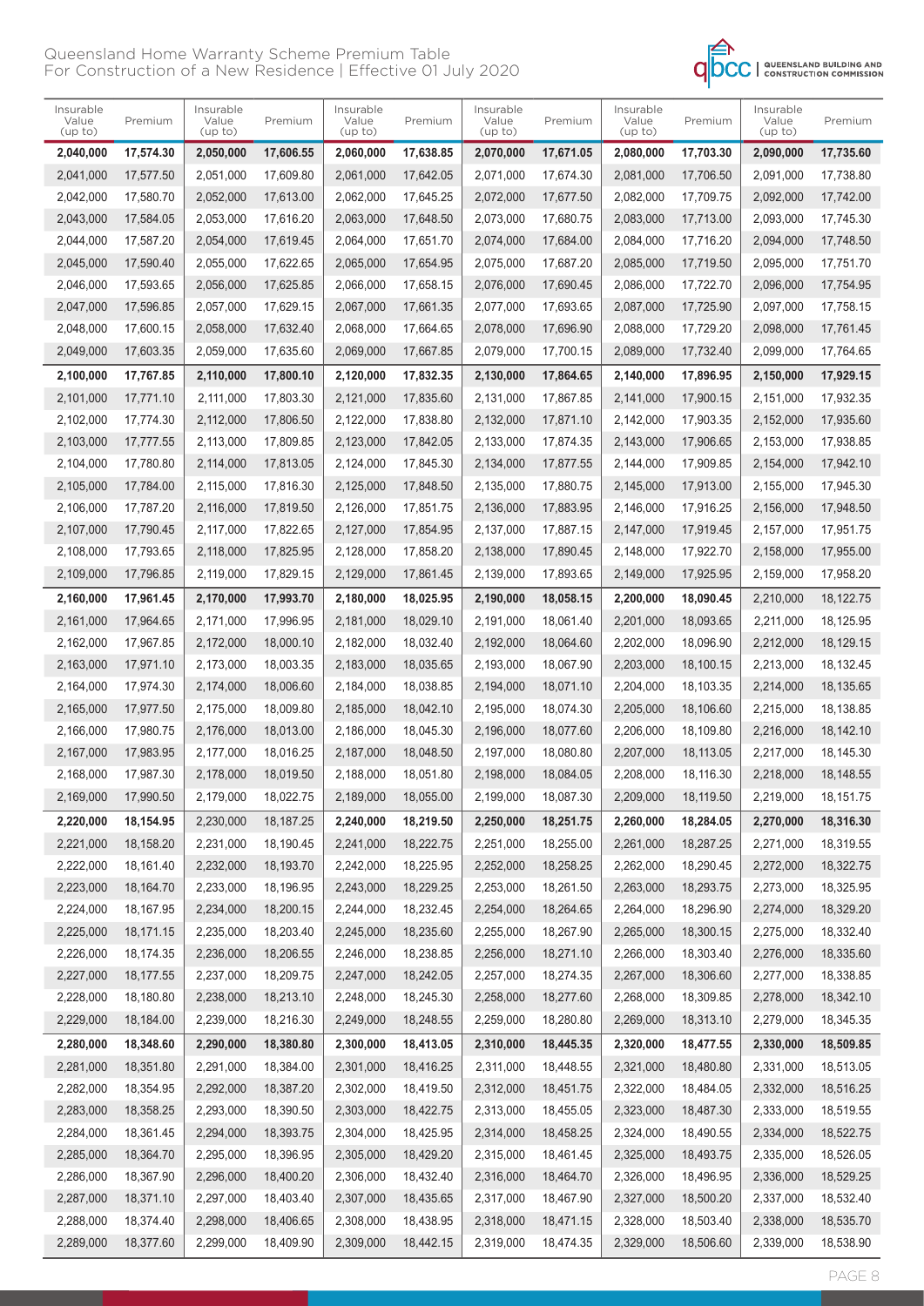| Insurable Value (up to) | Premium | Insurable Value (up to) | Premium | Insurable Value (up to) | Premium | Insurable Value (up to) | Premium | Insurable Value (up to) | Premium | Insurable Value (up to) | Premium |
|---|---|---|---|---|---|---|---|---|---|---|---|
| **2,040,000** | **17,574.30** | **2,050,000** | **17,606.55** | **2,060,000** | **17,638.85** | **2,070,000** | **17,671.05** | **2,080,000** | **17,703.30** | **2,090,000** | **17,735.60** |
| 2,041,000 | 17,577.50 | 2,051,000 | 17,609.80 | 2,061,000 | 17,642.05 | 2,071,000 | 17,674.30 | 2,081,000 | 17,706.50 | 2,091,000 | 17,738.80 |
| 2,042,000 | 17,580.70 | 2,052,000 | 17,613.00 | 2,062,000 | 17,645.25 | 2,072,000 | 17,677.50 | 2,082,000 | 17,709.75 | 2,092,000 | 17,742.00 |
| 2,043,000 | 17,584.05 | 2,053,000 | 17,616.20 | 2,063,000 | 17,648.50 | 2,073,000 | 17,680.75 | 2,083,000 | 17,713.00 | 2,093,000 | 17,745.30 |
| 2,044,000 | 17,587.20 | 2,054,000 | 17,619.45 | 2,064,000 | 17,651.70 | 2,074,000 | 17,684.00 | 2,084,000 | 17,716.20 | 2,094,000 | 17,748.50 |
| 2,045,000 | 17,590.40 | 2,055,000 | 17,622.65 | 2,065,000 | 17,654.95 | 2,075,000 | 17,687.20 | 2,085,000 | 17,719.50 | 2,095,000 | 17,751.70 |
| 2,046,000 | 17,593.65 | 2,056,000 | 17,625.85 | 2,066,000 | 17,658.15 | 2,076,000 | 17,690.45 | 2,086,000 | 17,722.70 | 2,096,000 | 17,754.95 |
| 2,047,000 | 17,596.85 | 2,057,000 | 17,629.15 | 2,067,000 | 17,661.35 | 2,077,000 | 17,693.65 | 2,087,000 | 17,725.90 | 2,097,000 | 17,758.15 |
| 2,048,000 | 17,600.15 | 2,058,000 | 17,632.40 | 2,068,000 | 17,664.65 | 2,078,000 | 17,696.90 | 2,088,000 | 17,729.20 | 2,098,000 | 17,761.45 |
| 2,049,000 | 17,603.35 | 2,059,000 | 17,635.60 | 2,069,000 | 17,667.85 | 2,079,000 | 17,700.15 | 2,089,000 | 17,732.40 | 2,099,000 | 17,764.65 |
| **2,100,000** | **17,767.85** | **2,110,000** | **17,800.10** | **2,120,000** | **17,832.35** | **2,130,000** | **17,864.65** | **2,140,000** | **17,896.95** | **2,150,000** | **17,929.15** |
| 2,101,000 | 17,771.10 | 2,111,000 | 17,803.30 | 2,121,000 | 17,835.60 | 2,131,000 | 17,867.85 | 2,141,000 | 17,900.15 | 2,151,000 | 17,932.35 |
| 2,102,000 | 17,774.30 | 2,112,000 | 17,806.50 | 2,122,000 | 17,838.80 | 2,132,000 | 17,871.10 | 2,142,000 | 17,903.35 | 2,152,000 | 17,935.60 |
| 2,103,000 | 17,777.55 | 2,113,000 | 17,809.85 | 2,123,000 | 17,842.05 | 2,133,000 | 17,874.35 | 2,143,000 | 17,906.65 | 2,153,000 | 17,938.85 |
| 2,104,000 | 17,780.80 | 2,114,000 | 17,813.05 | 2,124,000 | 17,845.30 | 2,134,000 | 17,877.55 | 2,144,000 | 17,909.85 | 2,154,000 | 17,942.10 |
| 2,105,000 | 17,784.00 | 2,115,000 | 17,816.30 | 2,125,000 | 17,848.50 | 2,135,000 | 17,880.75 | 2,145,000 | 17,913.00 | 2,155,000 | 17,945.30 |
| 2,106,000 | 17,787.20 | 2,116,000 | 17,819.50 | 2,126,000 | 17,851.75 | 2,136,000 | 17,883.95 | 2,146,000 | 17,916.25 | 2,156,000 | 17,948.50 |
| 2,107,000 | 17,790.45 | 2,117,000 | 17,822.65 | 2,127,000 | 17,854.95 | 2,137,000 | 17,887.15 | 2,147,000 | 17,919.45 | 2,157,000 | 17,951.75 |
| 2,108,000 | 17,793.65 | 2,118,000 | 17,825.95 | 2,128,000 | 17,858.20 | 2,138,000 | 17,890.45 | 2,148,000 | 17,922.70 | 2,158,000 | 17,955.00 |
| 2,109,000 | 17,796.85 | 2,119,000 | 17,829.15 | 2,129,000 | 17,861.45 | 2,139,000 | 17,893.65 | 2,149,000 | 17,925.95 | 2,159,000 | 17,958.20 |
| **2,160,000** | **17,961.45** | **2,170,000** | **17,993.70** | **2,180,000** | **18,025.95** | **2,190,000** | **18,058.15** | **2,200,000** | **18,090.45** | 2,210,000 | 18,122.75 |
| 2,161,000 | 17,964.65 | 2,171,000 | 17,996.95 | 2,181,000 | 18,029.10 | 2,191,000 | 18,061.40 | 2,201,000 | 18,093.65 | 2,211,000 | 18,125.95 |
| 2,162,000 | 17,967.85 | 2,172,000 | 18,000.10 | 2,182,000 | 18,032.40 | 2,192,000 | 18,064.60 | 2,202,000 | 18,096.90 | 2,212,000 | 18,129.15 |
| 2,163,000 | 17,971.10 | 2,173,000 | 18,003.35 | 2,183,000 | 18,035.65 | 2,193,000 | 18,067.90 | 2,203,000 | 18,100.15 | 2,213,000 | 18,132.45 |
| 2,164,000 | 17,974.30 | 2,174,000 | 18,006.60 | 2,184,000 | 18,038.85 | 2,194,000 | 18,071.10 | 2,204,000 | 18,103.35 | 2,214,000 | 18,135.65 |
| 2,165,000 | 17,977.50 | 2,175,000 | 18,009.80 | 2,185,000 | 18,042.10 | 2,195,000 | 18,074.30 | 2,205,000 | 18,106.60 | 2,215,000 | 18,138.85 |
| 2,166,000 | 17,980.75 | 2,176,000 | 18,013.00 | 2,186,000 | 18,045.30 | 2,196,000 | 18,077.60 | 2,206,000 | 18,109.80 | 2,216,000 | 18,142.10 |
| 2,167,000 | 17,983.95 | 2,177,000 | 18,016.25 | 2,187,000 | 18,048.50 | 2,197,000 | 18,080.80 | 2,207,000 | 18,113.05 | 2,217,000 | 18,145.30 |
| 2,168,000 | 17,987.30 | 2,178,000 | 18,019.50 | 2,188,000 | 18,051.80 | 2,198,000 | 18,084.05 | 2,208,000 | 18,116.30 | 2,218,000 | 18,148.55 |
| 2,169,000 | 17,990.50 | 2,179,000 | 18,022.75 | 2,189,000 | 18,055.00 | 2,199,000 | 18,087.30 | 2,209,000 | 18,119.50 | 2,219,000 | 18,151.75 |
| **2,220,000** | **18,154.95** | 2,230,000 | 18,187.25 | **2,240,000** | **18,219.50** | **2,250,000** | **18,251.75** | **2,260,000** | **18,284.05** | **2,270,000** | **18,316.30** |
| 2,221,000 | 18,158.20 | 2,231,000 | 18,190.45 | 2,241,000 | 18,222.75 | 2,251,000 | 18,255.00 | 2,261,000 | 18,287.25 | 2,271,000 | 18,319.55 |
| 2,222,000 | 18,161.40 | 2,232,000 | 18,193.70 | 2,242,000 | 18,225.95 | 2,252,000 | 18,258.25 | 2,262,000 | 18,290.45 | 2,272,000 | 18,322.75 |
| 2,223,000 | 18,164.70 | 2,233,000 | 18,196.95 | 2,243,000 | 18,229.25 | 2,253,000 | 18,261.50 | 2,263,000 | 18,293.75 | 2,273,000 | 18,325.95 |
| 2,224,000 | 18,167.95 | 2,234,000 | 18,200.15 | 2,244,000 | 18,232.45 | 2,254,000 | 18,264.65 | 2,264,000 | 18,296.90 | 2,274,000 | 18,329.20 |
| 2,225,000 | 18,171.15 | 2,235,000 | 18,203.40 | 2,245,000 | 18,235.60 | 2,255,000 | 18,267.90 | 2,265,000 | 18,300.15 | 2,275,000 | 18,332.40 |
| 2,226,000 | 18,174.35 | 2,236,000 | 18,206.55 | 2,246,000 | 18,238.85 | 2,256,000 | 18,271.10 | 2,266,000 | 18,303.40 | 2,276,000 | 18,335.60 |
| 2,227,000 | 18,177.55 | 2,237,000 | 18,209.75 | 2,247,000 | 18,242.05 | 2,257,000 | 18,274.35 | 2,267,000 | 18,306.60 | 2,277,000 | 18,338.85 |
| 2,228,000 | 18,180.80 | 2,238,000 | 18,213.10 | 2,248,000 | 18,245.30 | 2,258,000 | 18,277.60 | 2,268,000 | 18,309.85 | 2,278,000 | 18,342.10 |
| 2,229,000 | 18,184.00 | 2,239,000 | 18,216.30 | 2,249,000 | 18,248.55 | 2,259,000 | 18,280.80 | 2,269,000 | 18,313.10 | 2,279,000 | 18,345.35 |
| **2,280,000** | **18,348.60** | **2,290,000** | **18,380.80** | **2,300,000** | **18,413.05** | **2,310,000** | **18,445.35** | **2,320,000** | **18,477.55** | **2,330,000** | **18,509.85** |
| 2,281,000 | 18,351.80 | 2,291,000 | 18,384.00 | 2,301,000 | 18,416.25 | 2,311,000 | 18,448.55 | 2,321,000 | 18,480.80 | 2,331,000 | 18,513.05 |
| 2,282,000 | 18,354.95 | 2,292,000 | 18,387.20 | 2,302,000 | 18,419.50 | 2,312,000 | 18,451.75 | 2,322,000 | 18,484.05 | 2,332,000 | 18,516.25 |
| 2,283,000 | 18,358.25 | 2,293,000 | 18,390.50 | 2,303,000 | 18,422.75 | 2,313,000 | 18,455.05 | 2,323,000 | 18,487.30 | 2,333,000 | 18,519.55 |
| 2,284,000 | 18,361.45 | 2,294,000 | 18,393.75 | 2,304,000 | 18,425.95 | 2,314,000 | 18,458.25 | 2,324,000 | 18,490.55 | 2,334,000 | 18,522.75 |
| 2,285,000 | 18,364.70 | 2,295,000 | 18,396.95 | 2,305,000 | 18,429.20 | 2,315,000 | 18,461.45 | 2,325,000 | 18,493.75 | 2,335,000 | 18,526.05 |
| 2,286,000 | 18,367.90 | 2,296,000 | 18,400.20 | 2,306,000 | 18,432.40 | 2,316,000 | 18,464.70 | 2,326,000 | 18,496.95 | 2,336,000 | 18,529.25 |
| 2,287,000 | 18,371.10 | 2,297,000 | 18,403.40 | 2,307,000 | 18,435.65 | 2,317,000 | 18,467.90 | 2,327,000 | 18,500.20 | 2,337,000 | 18,532.40 |
| 2,288,000 | 18,374.40 | 2,298,000 | 18,406.65 | 2,308,000 | 18,438.95 | 2,318,000 | 18,471.15 | 2,328,000 | 18,503.40 | 2,338,000 | 18,535.70 |
| 2,289,000 | 18,377.60 | 2,299,000 | 18,409.90 | 2,309,000 | 18,442.15 | 2,319,000 | 18,474.35 | 2,329,000 | 18,506.60 | 2,339,000 | 18,538.90 |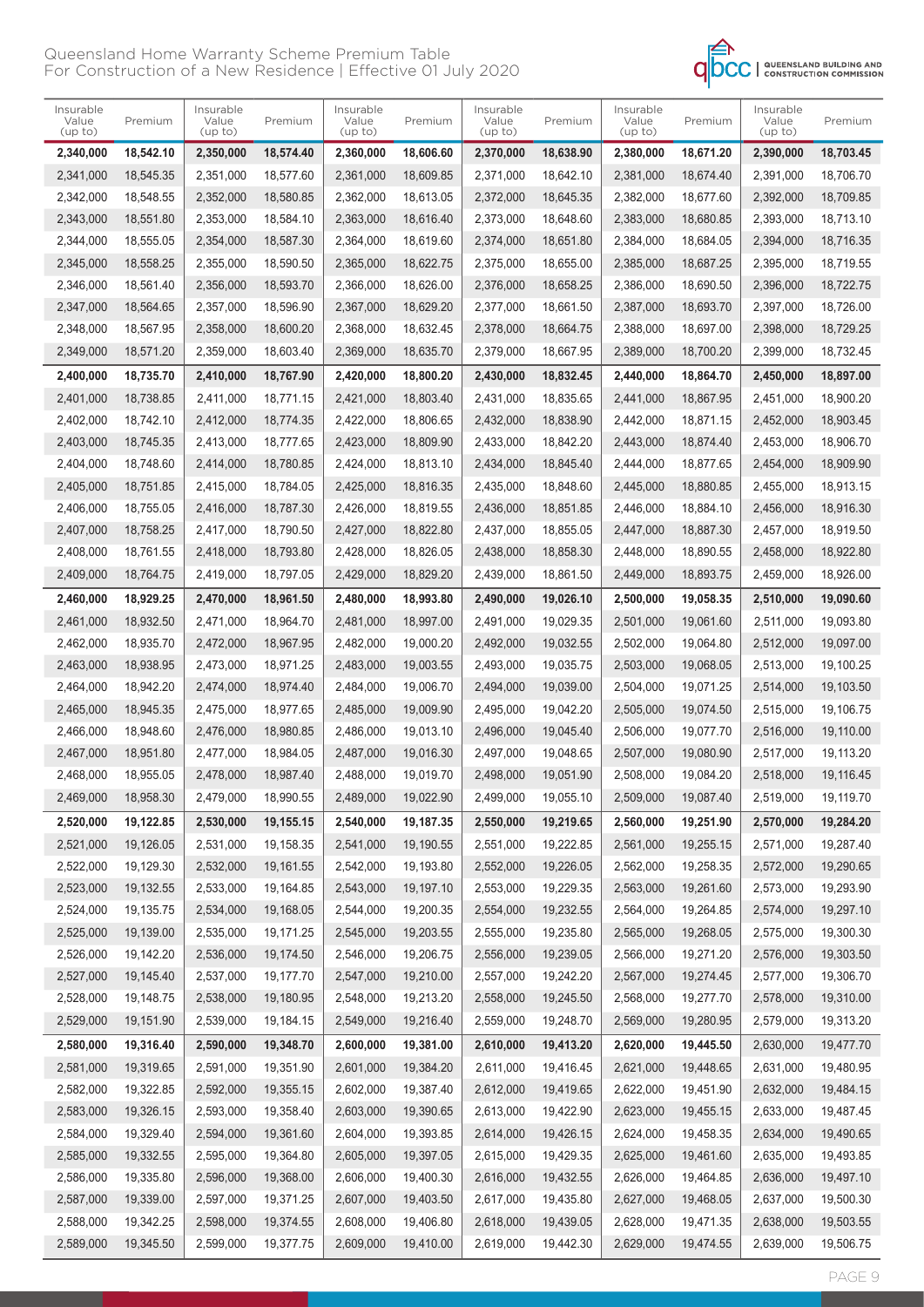| Insurable Value (up to) | Premium | Insurable Value (up to) | Premium | Insurable Value (up to) | Premium | Insurable Value (up to) | Premium | Insurable Value (up to) | Premium | Insurable Value (up to) | Premium |
|---|---|---|---|---|---|---|---|---|---|---|---|
| **2,340,000** | **18,542.10** | **2,350,000** | **18,574.40** | **2,360,000** | **18,606.60** | **2,370,000** | **18,638.90** | **2,380,000** | **18,671.20** | **2,390,000** | **18,703.45** |
| 2,341,000 | 18,545.35 | 2,351,000 | 18,577.60 | 2,361,000 | 18,609.85 | 2,371,000 | 18,642.10 | 2,381,000 | 18,674.40 | 2,391,000 | 18,706.70 |
| 2,342,000 | 18,548.55 | 2,352,000 | 18,580.85 | 2,362,000 | 18,613.05 | 2,372,000 | 18,645.35 | 2,382,000 | 18,677.60 | 2,392,000 | 18,709.85 |
| 2,343,000 | 18,551.80 | 2,353,000 | 18,584.10 | 2,363,000 | 18,616.40 | 2,373,000 | 18,648.60 | 2,383,000 | 18,680.85 | 2,393,000 | 18,713.10 |
| 2,344,000 | 18,555.05 | 2,354,000 | 18,587.30 | 2,364,000 | 18,619.60 | 2,374,000 | 18,651.80 | 2,384,000 | 18,684.05 | 2,394,000 | 18,716.35 |
| 2,345,000 | 18,558.25 | 2,355,000 | 18,590.50 | 2,365,000 | 18,622.75 | 2,375,000 | 18,655.00 | 2,385,000 | 18,687.25 | 2,395,000 | 18,719.55 |
| 2,346,000 | 18,561.40 | 2,356,000 | 18,593.70 | 2,366,000 | 18,626.00 | 2,376,000 | 18,658.25 | 2,386,000 | 18,690.50 | 2,396,000 | 18,722.75 |
| 2,347,000 | 18,564.65 | 2,357,000 | 18,596.90 | 2,367,000 | 18,629.20 | 2,377,000 | 18,661.50 | 2,387,000 | 18,693.70 | 2,397,000 | 18,726.00 |
| 2,348,000 | 18,567.95 | 2,358,000 | 18,600.20 | 2,368,000 | 18,632.45 | 2,378,000 | 18,664.75 | 2,388,000 | 18,697.00 | 2,398,000 | 18,729.25 |
| 2,349,000 | 18,571.20 | 2,359,000 | 18,603.40 | 2,369,000 | 18,635.70 | 2,379,000 | 18,667.95 | 2,389,000 | 18,700.20 | 2,399,000 | 18,732.45 |
| **2,400,000** | **18,735.70** | **2,410,000** | **18,767.90** | **2,420,000** | **18,800.20** | **2,430,000** | **18,832.45** | **2,440,000** | **18,864.70** | **2,450,000** | **18,897.00** |
| 2,401,000 | 18,738.85 | 2,411,000 | 18,771.15 | 2,421,000 | 18,803.40 | 2,431,000 | 18,835.65 | 2,441,000 | 18,867.95 | 2,451,000 | 18,900.20 |
| 2,402,000 | 18,742.10 | 2,412,000 | 18,774.35 | 2,422,000 | 18,806.65 | 2,432,000 | 18,838.90 | 2,442,000 | 18,871.15 | 2,452,000 | 18,903.45 |
| 2,403,000 | 18,745.35 | 2,413,000 | 18,777.65 | 2,423,000 | 18,809.90 | 2,433,000 | 18,842.20 | 2,443,000 | 18,874.40 | 2,453,000 | 18,906.70 |
| 2,404,000 | 18,748.60 | 2,414,000 | 18,780.85 | 2,424,000 | 18,813.10 | 2,434,000 | 18,845.40 | 2,444,000 | 18,877.65 | 2,454,000 | 18,909.90 |
| 2,405,000 | 18,751.85 | 2,415,000 | 18,784.05 | 2,425,000 | 18,816.35 | 2,435,000 | 18,848.60 | 2,445,000 | 18,880.85 | 2,455,000 | 18,913.15 |
| 2,406,000 | 18,755.05 | 2,416,000 | 18,787.30 | 2,426,000 | 18,819.55 | 2,436,000 | 18,851.85 | 2,446,000 | 18,884.10 | 2,456,000 | 18,916.30 |
| 2,407,000 | 18,758.25 | 2,417,000 | 18,790.50 | 2,427,000 | 18,822.80 | 2,437,000 | 18,855.05 | 2,447,000 | 18,887.30 | 2,457,000 | 18,919.50 |
| 2,408,000 | 18,761.55 | 2,418,000 | 18,793.80 | 2,428,000 | 18,826.05 | 2,438,000 | 18,858.30 | 2,448,000 | 18,890.55 | 2,458,000 | 18,922.80 |
| 2,409,000 | 18,764.75 | 2,419,000 | 18,797.05 | 2,429,000 | 18,829.20 | 2,439,000 | 18,861.50 | 2,449,000 | 18,893.75 | 2,459,000 | 18,926.00 |
| **2,460,000** | **18,929.25** | **2,470,000** | **18,961.50** | **2,480,000** | **18,993.80** | **2,490,000** | **19,026.10** | **2,500,000** | **19,058.35** | **2,510,000** | **19,090.60** |
| 2,461,000 | 18,932.50 | 2,471,000 | 18,964.70 | 2,481,000 | 18,997.00 | 2,491,000 | 19,029.35 | 2,501,000 | 19,061.60 | 2,511,000 | 19,093.80 |
| 2,462,000 | 18,935.70 | 2,472,000 | 18,967.95 | 2,482,000 | 19,000.20 | 2,492,000 | 19,032.55 | 2,502,000 | 19,064.80 | 2,512,000 | 19,097.00 |
| 2,463,000 | 18,938.95 | 2,473,000 | 18,971.25 | 2,483,000 | 19,003.55 | 2,493,000 | 19,035.75 | 2,503,000 | 19,068.05 | 2,513,000 | 19,100.25 |
| 2,464,000 | 18,942.20 | 2,474,000 | 18,974.40 | 2,484,000 | 19,006.70 | 2,494,000 | 19,039.00 | 2,504,000 | 19,071.25 | 2,514,000 | 19,103.50 |
| 2,465,000 | 18,945.35 | 2,475,000 | 18,977.65 | 2,485,000 | 19,009.90 | 2,495,000 | 19,042.20 | 2,505,000 | 19,074.50 | 2,515,000 | 19,106.75 |
| 2,466,000 | 18,948.60 | 2,476,000 | 18,980.85 | 2,486,000 | 19,013.10 | 2,496,000 | 19,045.40 | 2,506,000 | 19,077.70 | 2,516,000 | 19,110.00 |
| 2,467,000 | 18,951.80 | 2,477,000 | 18,984.05 | 2,487,000 | 19,016.30 | 2,497,000 | 19,048.65 | 2,507,000 | 19,080.90 | 2,517,000 | 19,113.20 |
| 2,468,000 | 18,955.05 | 2,478,000 | 18,987.40 | 2,488,000 | 19,019.70 | 2,498,000 | 19,051.90 | 2,508,000 | 19,084.20 | 2,518,000 | 19,116.45 |
| 2,469,000 | 18,958.30 | 2,479,000 | 18,990.55 | 2,489,000 | 19,022.90 | 2,499,000 | 19,055.10 | 2,509,000 | 19,087.40 | 2,519,000 | 19,119.70 |
| **2,520,000** | **19,122.85** | **2,530,000** | **19,155.15** | **2,540,000** | **19,187.35** | **2,550,000** | **19,219.65** | **2,560,000** | **19,251.90** | **2,570,000** | **19,284.20** |
| 2,521,000 | 19,126.05 | 2,531,000 | 19,158.35 | 2,541,000 | 19,190.55 | 2,551,000 | 19,222.85 | 2,561,000 | 19,255.15 | 2,571,000 | 19,287.40 |
| 2,522,000 | 19,129.30 | 2,532,000 | 19,161.55 | 2,542,000 | 19,193.80 | 2,552,000 | 19,226.05 | 2,562,000 | 19,258.35 | 2,572,000 | 19,290.65 |
| 2,523,000 | 19,132.55 | 2,533,000 | 19,164.85 | 2,543,000 | 19,197.10 | 2,553,000 | 19,229.35 | 2,563,000 | 19,261.60 | 2,573,000 | 19,293.90 |
| 2,524,000 | 19,135.75 | 2,534,000 | 19,168.05 | 2,544,000 | 19,200.35 | 2,554,000 | 19,232.55 | 2,564,000 | 19,264.85 | 2,574,000 | 19,297.10 |
| 2,525,000 | 19,139.00 | 2,535,000 | 19,171.25 | 2,545,000 | 19,203.55 | 2,555,000 | 19,235.80 | 2,565,000 | 19,268.05 | 2,575,000 | 19,300.30 |
| 2,526,000 | 19,142.20 | 2,536,000 | 19,174.50 | 2,546,000 | 19,206.75 | 2,556,000 | 19,239.05 | 2,566,000 | 19,271.20 | 2,576,000 | 19,303.50 |
| 2,527,000 | 19,145.40 | 2,537,000 | 19,177.70 | 2,547,000 | 19,210.00 | 2,557,000 | 19,242.20 | 2,567,000 | 19,274.45 | 2,577,000 | 19,306.70 |
| 2,528,000 | 19,148.75 | 2,538,000 | 19,180.95 | 2,548,000 | 19,213.20 | 2,558,000 | 19,245.50 | 2,568,000 | 19,277.70 | 2,578,000 | 19,310.00 |
| 2,529,000 | 19,151.90 | 2,539,000 | 19,184.15 | 2,549,000 | 19,216.40 | 2,559,000 | 19,248.70 | 2,569,000 | 19,280.95 | 2,579,000 | 19,313.20 |
| **2,580,000** | **19,316.40** | **2,590,000** | **19,348.70** | **2,600,000** | **19,381.00** | **2,610,000** | **19,413.20** | **2,620,000** | **19,445.50** | **2,630,000** | **19,477.70** |
| 2,581,000 | 19,319.65 | 2,591,000 | 19,351.90 | 2,601,000 | 19,384.20 | 2,611,000 | 19,416.45 | 2,621,000 | 19,448.65 | 2,631,000 | 19,480.95 |
| 2,582,000 | 19,322.85 | 2,592,000 | 19,355.15 | 2,602,000 | 19,387.40 | 2,612,000 | 19,419.65 | 2,622,000 | 19,451.90 | 2,632,000 | 19,484.15 |
| 2,583,000 | 19,326.15 | 2,593,000 | 19,358.40 | 2,603,000 | 19,390.65 | 2,613,000 | 19,422.90 | 2,623,000 | 19,455.15 | 2,633,000 | 19,487.45 |
| 2,584,000 | 19,329.40 | 2,594,000 | 19,361.60 | 2,604,000 | 19,393.85 | 2,614,000 | 19,426.15 | 2,624,000 | 19,458.35 | 2,634,000 | 19,490.65 |
| 2,585,000 | 19,332.55 | 2,595,000 | 19,364.80 | 2,605,000 | 19,397.05 | 2,615,000 | 19,429.35 | 2,625,000 | 19,461.60 | 2,635,000 | 19,493.85 |
| 2,586,000 | 19,335.80 | 2,596,000 | 19,368.00 | 2,606,000 | 19,400.30 | 2,616,000 | 19,432.55 | 2,626,000 | 19,464.85 | 2,636,000 | 19,497.10 |
| 2,587,000 | 19,339.00 | 2,597,000 | 19,371.25 | 2,607,000 | 19,403.50 | 2,617,000 | 19,435.80 | 2,627,000 | 19,468.05 | 2,637,000 | 19,500.30 |
| 2,588,000 | 19,342.25 | 2,598,000 | 19,374.55 | 2,608,000 | 19,406.80 | 2,618,000 | 19,439.05 | 2,628,000 | 19,471.35 | 2,638,000 | 19,503.55 |
| 2,589,000 | 19,345.50 | 2,599,000 | 19,377.75 | 2,609,000 | 19,410.00 | 2,619,000 | 19,442.30 | 2,629,000 | 19,474.55 | 2,639,000 | 19,506.75 |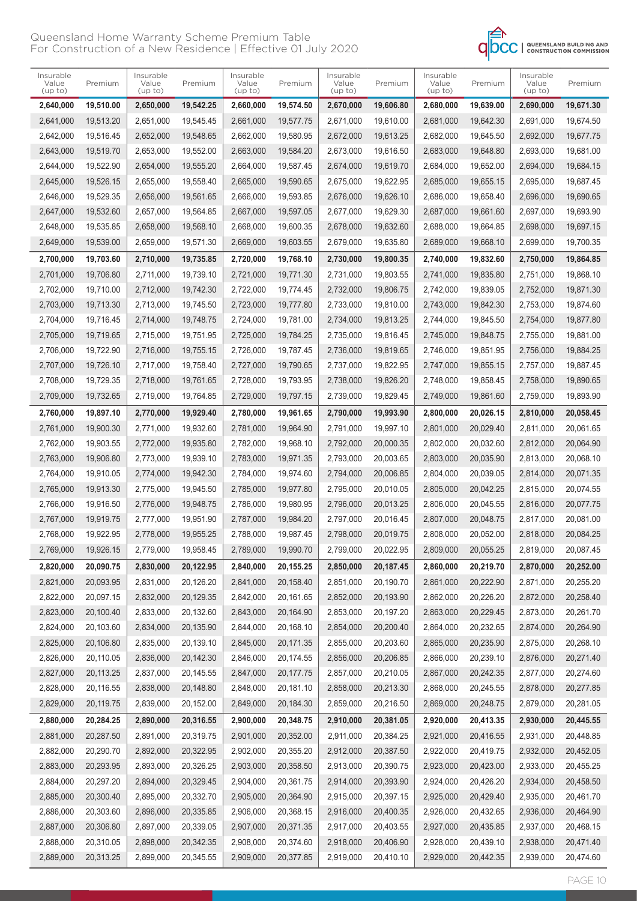# Queensland Home Warranty Scheme Premium Table
## For Construction of a New Residence | Effective 01 July 2020

| Insurable Value (up to) | Premium | Insurable Value (up to) | Premium | Insurable Value (up to) | Premium | Insurable Value (up to) | Premium | Insurable Value (up to) | Premium | Insurable Value (up to) | Premium |
|---|---|---|---|---|---|---|---|---|---|---|---|
| **2,640,000** | **19,510.00** | **2,650,000** | **19,542.25** | **2,660,000** | **19,574.50** | **2,670,000** | **19,606.80** | **2,680,000** | **19,639.00** | **2,690,000** | **19,671.30** |
| 2,641,000 | 19,513.20 | 2,651,000 | 19,545.45 | 2,661,000 | 19,577.75 | 2,671,000 | 19,610.00 | 2,681,000 | 19,642.30 | 2,691,000 | 19,674.50 |
| 2,642,000 | 19,516.45 | 2,652,000 | 19,548.65 | 2,662,000 | 19,580.95 | 2,672,000 | 19,613.25 | 2,682,000 | 19,645.50 | 2,692,000 | 19,677.75 |
| 2,643,000 | 19,519.70 | 2,653,000 | 19,552.00 | 2,663,000 | 19,584.20 | 2,673,000 | 19,616.50 | 2,683,000 | 19,648.80 | 2,693,000 | 19,681.00 |
| 2,644,000 | 19,522.90 | 2,654,000 | 19,555.20 | 2,664,000 | 19,587.45 | 2,674,000 | 19,619.70 | 2,684,000 | 19,652.00 | 2,694,000 | 19,684.15 |
| 2,645,000 | 19,526.15 | 2,655,000 | 19,558.40 | 2,665,000 | 19,590.65 | 2,675,000 | 19,622.95 | 2,685,000 | 19,655.15 | 2,695,000 | 19,687.45 |
| 2,646,000 | 19,529.35 | 2,656,000 | 19,561.65 | 2,666,000 | 19,593.85 | 2,676,000 | 19,626.10 | 2,686,000 | 19,658.40 | 2,696,000 | 19,690.65 |
| 2,647,000 | 19,532.60 | 2,657,000 | 19,564.85 | 2,667,000 | 19,597.05 | 2,677,000 | 19,629.30 | 2,687,000 | 19,661.60 | 2,697,000 | 19,693.90 |
| 2,648,000 | 19,535.85 | 2,658,000 | 19,568.10 | 2,668,000 | 19,600.35 | 2,678,000 | 19,632.60 | 2,688,000 | 19,664.85 | 2,698,000 | 19,697.15 |
| 2,649,000 | 19,539.00 | 2,659,000 | 19,571.30 | 2,669,000 | 19,603.55 | 2,679,000 | 19,635.80 | 2,689,000 | 19,668.10 | 2,699,000 | 19,700.35 |
| **2,700,000** | **19,703.60** | **2,710,000** | **19,735.85** | **2,720,000** | **19,768.10** | **2,730,000** | **19,800.35** | **2,740,000** | **19,832.60** | **2,750,000** | **19,864.85** |
| 2,701,000 | 19,706.80 | 2,711,000 | 19,739.10 | 2,721,000 | 19,771.30 | 2,731,000 | 19,803.55 | 2,741,000 | 19,835.80 | 2,751,000 | 19,868.10 |
| 2,702,000 | 19,710.00 | 2,712,000 | 19,742.30 | 2,722,000 | 19,774.45 | 2,732,000 | 19,806.75 | 2,742,000 | 19,839.05 | 2,752,000 | 19,871.30 |
| 2,703,000 | 19,713.30 | 2,713,000 | 19,745.50 | 2,723,000 | 19,777.80 | 2,733,000 | 19,810.00 | 2,743,000 | 19,842.30 | 2,753,000 | 19,874.60 |
| 2,704,000 | 19,716.45 | 2,714,000 | 19,748.75 | 2,724,000 | 19,781.00 | 2,734,000 | 19,813.25 | 2,744,000 | 19,845.50 | 2,754,000 | 19,877.80 |
| 2,705,000 | 19,719.65 | 2,715,000 | 19,751.95 | 2,725,000 | 19,784.25 | 2,735,000 | 19,816.45 | 2,745,000 | 19,848.75 | 2,755,000 | 19,881.00 |
| 2,706,000 | 19,722.90 | 2,716,000 | 19,755.15 | 2,726,000 | 19,787.45 | 2,736,000 | 19,819.65 | 2,746,000 | 19,851.95 | 2,756,000 | 19,884.25 |
| 2,707,000 | 19,726.10 | 2,717,000 | 19,758.40 | 2,727,000 | 19,790.65 | 2,737,000 | 19,822.95 | 2,747,000 | 19,855.15 | 2,757,000 | 19,887.45 |
| 2,708,000 | 19,729.35 | 2,718,000 | 19,761.65 | 2,728,000 | 19,793.95 | 2,738,000 | 19,826.20 | 2,748,000 | 19,858.45 | 2,758,000 | 19,890.65 |
| 2,709,000 | 19,732.65 | 2,719,000 | 19,764.85 | 2,729,000 | 19,797.15 | 2,739,000 | 19,829.45 | 2,749,000 | 19,861.60 | 2,759,000 | 19,893.90 |
| **2,760,000** | **19,897.10** | **2,770,000** | **19,929.40** | **2,780,000** | **19,961.65** | **2,790,000** | **19,993.90** | **2,800,000** | **20,026.15** | **2,810,000** | **20,058.45** |
| 2,761,000 | 19,900.30 | 2,771,000 | 19,932.60 | 2,781,000 | 19,964.90 | 2,791,000 | 19,997.10 | 2,801,000 | 20,029.40 | 2,811,000 | 20,061.65 |
| 2,762,000 | 19,903.55 | 2,772,000 | 19,935.80 | 2,782,000 | 19,968.10 | 2,792,000 | 20,000.35 | 2,802,000 | 20,032.60 | 2,812,000 | 20,064.90 |
| 2,763,000 | 19,906.80 | 2,773,000 | 19,939.10 | 2,783,000 | 19,971.35 | 2,793,000 | 20,003.65 | 2,803,000 | 20,035.90 | 2,813,000 | 20,068.10 |
| 2,764,000 | 19,910.05 | 2,774,000 | 19,942.30 | 2,784,000 | 19,974.60 | 2,794,000 | 20,006.85 | 2,804,000 | 20,039.05 | 2,814,000 | 20,071.35 |
| 2,765,000 | 19,913.30 | 2,775,000 | 19,945.50 | 2,785,000 | 19,977.80 | 2,795,000 | 20,010.05 | 2,805,000 | 20,042.25 | 2,815,000 | 20,074.55 |
| 2,766,000 | 19,916.50 | 2,776,000 | 19,948.75 | 2,786,000 | 19,980.95 | 2,796,000 | 20,013.25 | 2,806,000 | 20,045.55 | 2,816,000 | 20,077.75 |
| 2,767,000 | 19,919.75 | 2,777,000 | 19,951.90 | 2,787,000 | 19,984.20 | 2,797,000 | 20,016.45 | 2,807,000 | 20,048.75 | 2,817,000 | 20,081.00 |
| 2,768,000 | 19,922.95 | 2,778,000 | 19,955.25 | 2,788,000 | 19,987.45 | 2,798,000 | 20,019.75 | 2,808,000 | 20,052.00 | 2,818,000 | 20,084.25 |
| 2,769,000 | 19,926.15 | 2,779,000 | 19,958.45 | 2,789,000 | 19,990.70 | 2,799,000 | 20,022.95 | 2,809,000 | 20,055.25 | 2,819,000 | 20,087.45 |
| **2,820,000** | **20,090.75** | **2,830,000** | **20,122.95** | **2,840,000** | **20,155.25** | **2,850,000** | **20,187.45** | **2,860,000** | **20,219.70** | **2,870,000** | **20,252.00** |
| 2,821,000 | 20,093.95 | 2,831,000 | 20,126.20 | 2,841,000 | 20,158.40 | 2,851,000 | 20,190.70 | 2,861,000 | 20,222.90 | 2,871,000 | 20,255.20 |
| 2,822,000 | 20,097.15 | 2,832,000 | 20,129.35 | 2,842,000 | 20,161.65 | 2,852,000 | 20,193.90 | 2,862,000 | 20,226.20 | 2,872,000 | 20,258.40 |
| 2,823,000 | 20,100.40 | 2,833,000 | 20,132.60 | 2,843,000 | 20,164.90 | 2,853,000 | 20,197.20 | 2,863,000 | 20,229.45 | 2,873,000 | 20,261.70 |
| 2,824,000 | 20,103.60 | 2,834,000 | 20,135.90 | 2,844,000 | 20,168.10 | 2,854,000 | 20,200.40 | 2,864,000 | 20,232.65 | 2,874,000 | 20,264.90 |
| 2,825,000 | 20,106.80 | 2,835,000 | 20,139.10 | 2,845,000 | 20,171.35 | 2,855,000 | 20,203.60 | 2,865,000 | 20,235.90 | 2,875,000 | 20,268.10 |
| 2,826,000 | 20,110.05 | 2,836,000 | 20,142.30 | 2,846,000 | 20,174.55 | 2,856,000 | 20,206.85 | 2,866,000 | 20,239.10 | 2,876,000 | 20,271.40 |
| 2,827,000 | 20,113.25 | 2,837,000 | 20,145.55 | 2,847,000 | 20,177.75 | 2,857,000 | 20,210.05 | 2,867,000 | 20,242.35 | 2,877,000 | 20,274.60 |
| 2,828,000 | 20,116.55 | 2,838,000 | 20,148.80 | 2,848,000 | 20,181.10 | 2,858,000 | 20,213.30 | 2,868,000 | 20,245.55 | 2,878,000 | 20,277.85 |
| 2,829,000 | 20,119.75 | 2,839,000 | 20,152.00 | 2,849,000 | 20,184.30 | 2,859,000 | 20,216.50 | 2,869,000 | 20,248.75 | 2,879,000 | 20,281.05 |
| **2,880,000** | **20,284.25** | **2,890,000** | **20,316.55** | **2,900,000** | **20,348.75** | **2,910,000** | **20,381.05** | **2,920,000** | **20,413.35** | **2,930,000** | **20,445.55** |
| 2,881,000 | 20,287.50 | 2,891,000 | 20,319.75 | 2,901,000 | 20,352.00 | 2,911,000 | 20,384.25 | 2,921,000 | 20,416.55 | 2,931,000 | 20,448.85 |
| 2,882,000 | 20,290.70 | 2,892,000 | 20,322.95 | 2,902,000 | 20,355.20 | 2,912,000 | 20,387.50 | 2,922,000 | 20,419.75 | 2,932,000 | 20,452.05 |
| 2,883,000 | 20,293.95 | 2,893,000 | 20,326.25 | 2,903,000 | 20,358.50 | 2,913,000 | 20,390.75 | 2,923,000 | 20,423.00 | 2,933,000 | 20,455.25 |
| 2,884,000 | 20,297.20 | 2,894,000 | 20,329.45 | 2,904,000 | 20,361.75 | 2,914,000 | 20,393.90 | 2,924,000 | 20,426.20 | 2,934,000 | 20,458.50 |
| 2,885,000 | 20,300.40 | 2,895,000 | 20,332.70 | 2,905,000 | 20,364.90 | 2,915,000 | 20,397.15 | 2,925,000 | 20,429.40 | 2,935,000 | 20,461.70 |
| 2,886,000 | 20,303.60 | 2,896,000 | 20,335.85 | 2,906,000 | 20,368.15 | 2,916,000 | 20,400.35 | 2,926,000 | 20,432.65 | 2,936,000 | 20,464.90 |
| 2,887,000 | 20,306.80 | 2,897,000 | 20,339.05 | 2,907,000 | 20,371.35 | 2,917,000 | 20,403.55 | 2,927,000 | 20,435.85 | 2,937,000 | 20,468.15 |
| 2,888,000 | 20,310.05 | 2,898,000 | 20,342.35 | 2,908,000 | 20,374.60 | 2,918,000 | 20,406.90 | 2,928,000 | 20,439.10 | 2,938,000 | 20,471.40 |
| 2,889,000 | 20,313.25 | 2,899,000 | 20,345.55 | 2,909,000 | 20,377.85 | 2,919,000 | 20,410.10 | 2,929,000 | 20,442.35 | 2,939,000 | 20,474.60 |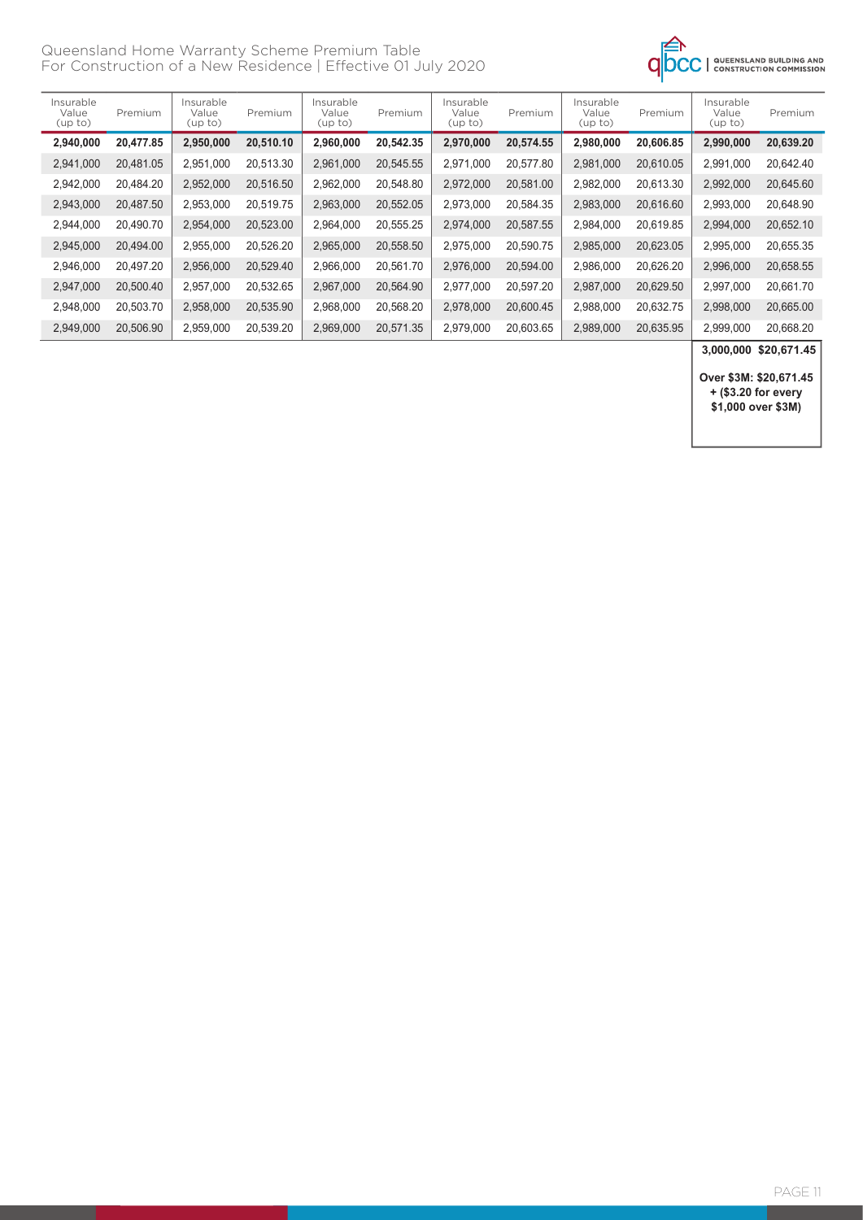| Insurable Value (up to) | Premium | Insurable Value (up to) | Premium | Insurable Value (up to) | Premium | Insurable Value (up to) | Premium | Insurable Value (up to) | Premium | Insurable Value (up to) | Premium |
|---|---|---|---|---|---|---|---|---|---|---|---|
| **2,940,000** | **20,477.85** | **2,950,000** | **20,510.10** | **2,960,000** | **20,542.35** | **2,970,000** | **20,574.55** | **2,980,000** | **20,606.85** | **2,990,000** | **20,639.20** |
| 2,941,000 | 20,481.05 | 2,951,000 | 20,513.30 | 2,961,000 | 20,545.55 | 2,971,000 | 20,577.80 | 2,981,000 | 20,610.05 | 2,991,000 | 20,642.40 |
| 2,942,000 | 20,484.20 | 2,952,000 | 20,516.50 | 2,962,000 | 20,548.80 | 2,972,000 | 20,581.00 | 2,982,000 | 20,613.30 | 2,992,000 | 20,645.60 |
| 2,943,000 | 20,487.50 | 2,953,000 | 20,519.75 | 2,963,000 | 20,552.05 | 2,973,000 | 20,584.35 | 2,983,000 | 20,616.60 | 2,993,000 | 20,648.90 |
| 2,944,000 | 20,490.70 | 2,954,000 | 20,523.00 | 2,964,000 | 20,555.25 | 2,974,000 | 20,587.55 | 2,984,000 | 20,619.85 | 2,994,000 | 20,652.10 |
| 2,945,000 | 20,494.00 | 2,955,000 | 20,526.20 | 2,965,000 | 20,558.50 | 2,975,000 | 20,590.75 | 2,985,000 | 20,623.05 | 2,995,000 | 20,655.35 |
| 2,946,000 | 20,497.20 | 2,956,000 | 20,529.40 | 2,966,000 | 20,561.70 | 2,976,000 | 20,594.00 | 2,986,000 | 20,626.20 | 2,996,000 | 20,658.55 |
| 2,947,000 | 20,500.40 | 2,957,000 | 20,532.65 | 2,967,000 | 20,564.90 | 2,977,000 | 20,597.20 | 2,987,000 | 20,629.50 | 2,997,000 | 20,661.70 |
| 2,948,000 | 20,503.70 | 2,958,000 | 20,535.90 | 2,968,000 | 20,568.20 | 2,978,000 | 20,600.45 | 2,988,000 | 20,632.75 | 2,998,000 | 20,665.00 |
| 2,949,000 | 20,506.90 | 2,959,000 | 20,539.20 | 2,969,000 | 20,571.35 | 2,979,000 | 20,603.65 | 2,989,000 | 20,635.95 | 2,999,000 | 20,668.20 |
| | | | | | | | | | | **3,000,000** | **$20,671.45** |

**Over $3M: $20,671.45 + ($3.20 for every $1,000 over $3M)**